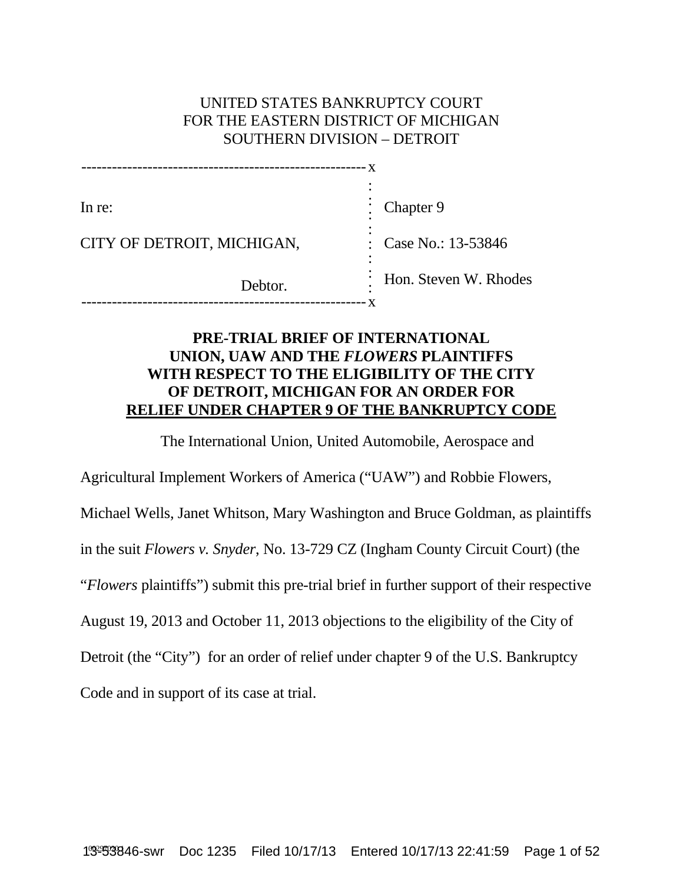UNITED STATES BANKRUPTCY COURT
FOR THE EASTERN DISTRICT OF MICHIGAN
SOUTHERN DIVISION – DETROIT

| | |
|---|---|
| In re: | Chapter 9 |
| CITY OF DETROIT, MICHIGAN, | Case No.: 13-53846 |
| Debtor. | Hon. Steven W. Rhodes |

**PRE-TRIAL BRIEF OF INTERNATIONAL UNION, UAW AND THE *FLOWERS* PLAINTIFFS WITH RESPECT TO THE ELIGIBILITY OF THE CITY OF DETROIT, MICHIGAN FOR AN ORDER FOR RELIEF UNDER CHAPTER 9 OF THE BANKRUPTCY CODE**

The International Union, United Automobile, Aerospace and Agricultural Implement Workers of America ("UAW") and Robbie Flowers, Michael Wells, Janet Whitson, Mary Washington and Bruce Goldman, as plaintiffs in the suit *Flowers v. Snyder*, No. 13-729 CZ (Ingham County Circuit Court) (the "*Flowers* plaintiffs") submit this pre-trial brief in further support of their respective August 19, 2013 and October 11, 2013 objections to the eligibility of the City of Detroit (the "City") for an order of relief under chapter 9 of the U.S. Bankruptcy Code and in support of its case at trial.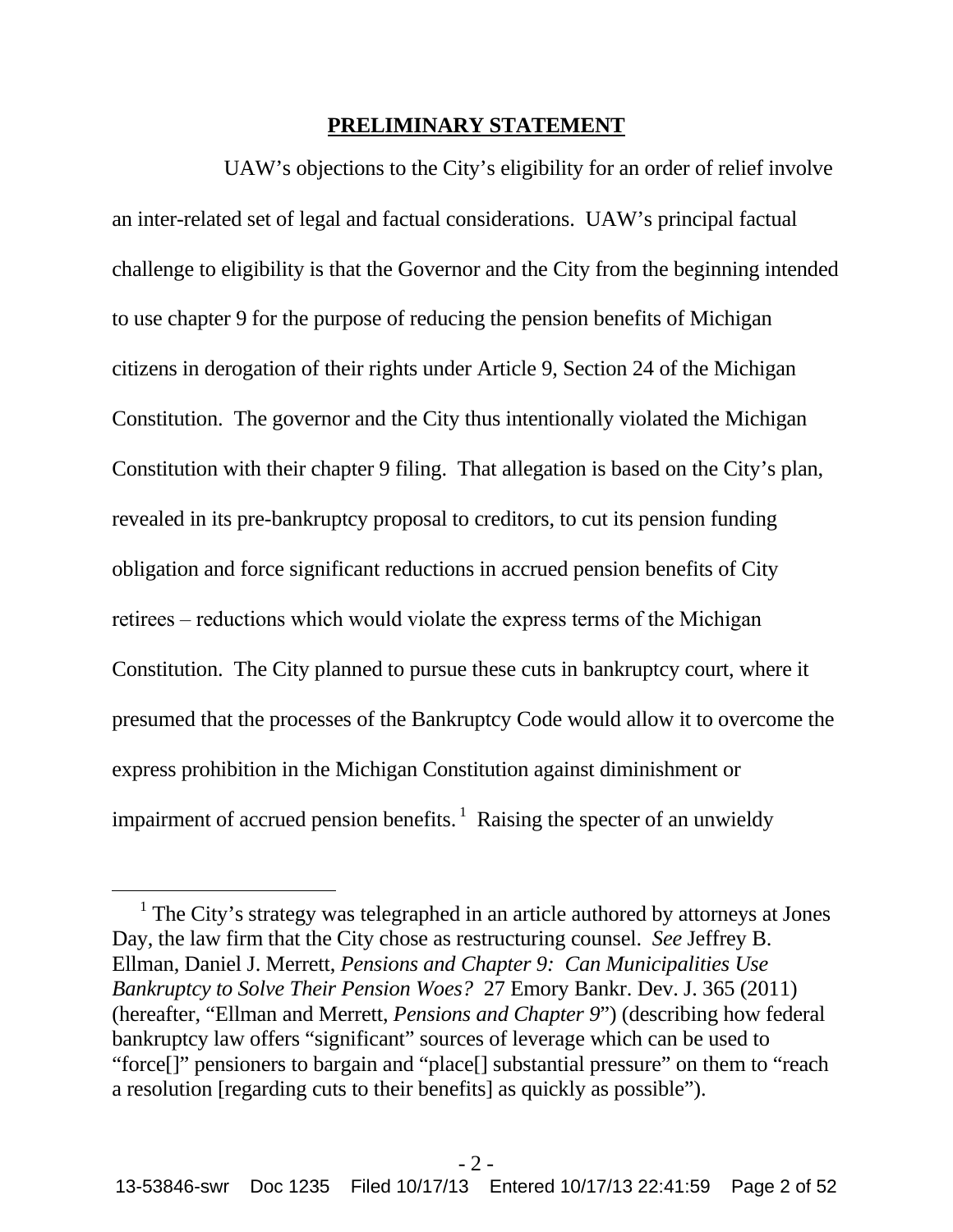## PRELIMINARY STATEMENT

UAW's objections to the City's eligibility for an order of relief involve an inter-related set of legal and factual considerations. UAW's principal factual challenge to eligibility is that the Governor and the City from the beginning intended to use chapter 9 for the purpose of reducing the pension benefits of Michigan citizens in derogation of their rights under Article 9, Section 24 of the Michigan Constitution. The governor and the City thus intentionally violated the Michigan Constitution with their chapter 9 filing. That allegation is based on the City's plan, revealed in its pre-bankruptcy proposal to creditors, to cut its pension funding obligation and force significant reductions in accrued pension benefits of City retirees – reductions which would violate the express terms of the Michigan Constitution. The City planned to pursue these cuts in bankruptcy court, where it presumed that the processes of the Bankruptcy Code would allow it to overcome the express prohibition in the Michigan Constitution against diminishment or impairment of accrued pension benefits.[1] Raising the specter of an unwieldy

---

[1] The City's strategy was telegraphed in an article authored by attorneys at Jones Day, the law firm that the City chose as restructuring counsel. *See* Jeffrey B. Ellman, Daniel J. Merrett, *Pensions and Chapter 9: Can Municipalities Use Bankruptcy to Solve Their Pension Woes?* 27 Emory Bankr. Dev. J. 365 (2011) (hereafter, "Ellman and Merrett, *Pensions and Chapter 9*") (describing how federal bankruptcy law offers "significant" sources of leverage which can be used to "force[]" pensioners to bargain and "place[] substantial pressure" on them to "reach a resolution [regarding cuts to their benefits] as quickly as possible").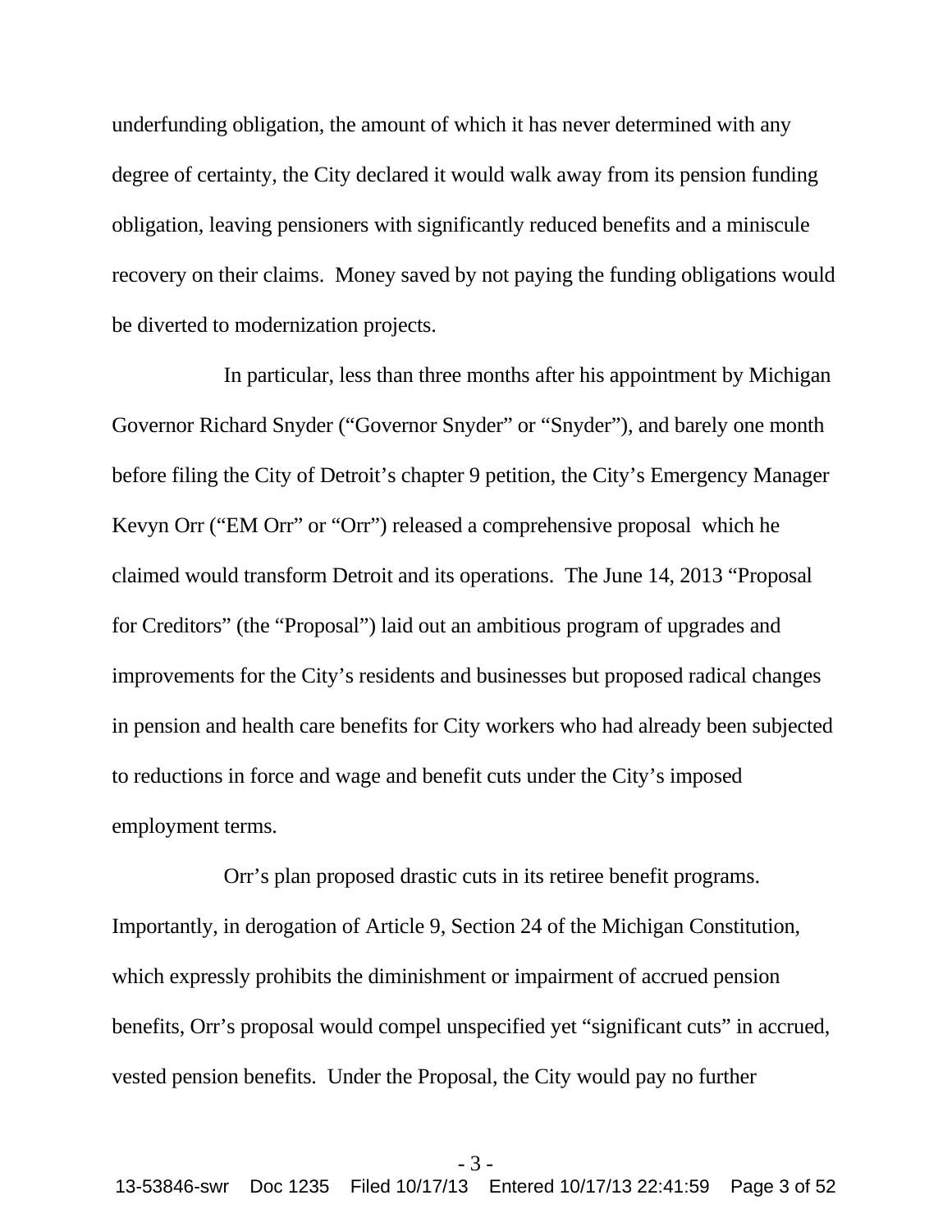underfunding obligation, the amount of which it has never determined with any degree of certainty, the City declared it would walk away from its pension funding obligation, leaving pensioners with significantly reduced benefits and a miniscule recovery on their claims. Money saved by not paying the funding obligations would be diverted to modernization projects.

In particular, less than three months after his appointment by Michigan Governor Richard Snyder ("Governor Snyder" or "Snyder"), and barely one month before filing the City of Detroit's chapter 9 petition, the City's Emergency Manager Kevyn Orr ("EM Orr" or "Orr") released a comprehensive proposal which he claimed would transform Detroit and its operations. The June 14, 2013 "Proposal for Creditors" (the "Proposal") laid out an ambitious program of upgrades and improvements for the City's residents and businesses but proposed radical changes in pension and health care benefits for City workers who had already been subjected to reductions in force and wage and benefit cuts under the City's imposed employment terms.

Orr's plan proposed drastic cuts in its retiree benefit programs. Importantly, in derogation of Article 9, Section 24 of the Michigan Constitution, which expressly prohibits the diminishment or impairment of accrued pension benefits, Orr's proposal would compel unspecified yet "significant cuts" in accrued, vested pension benefits. Under the Proposal, the City would pay no further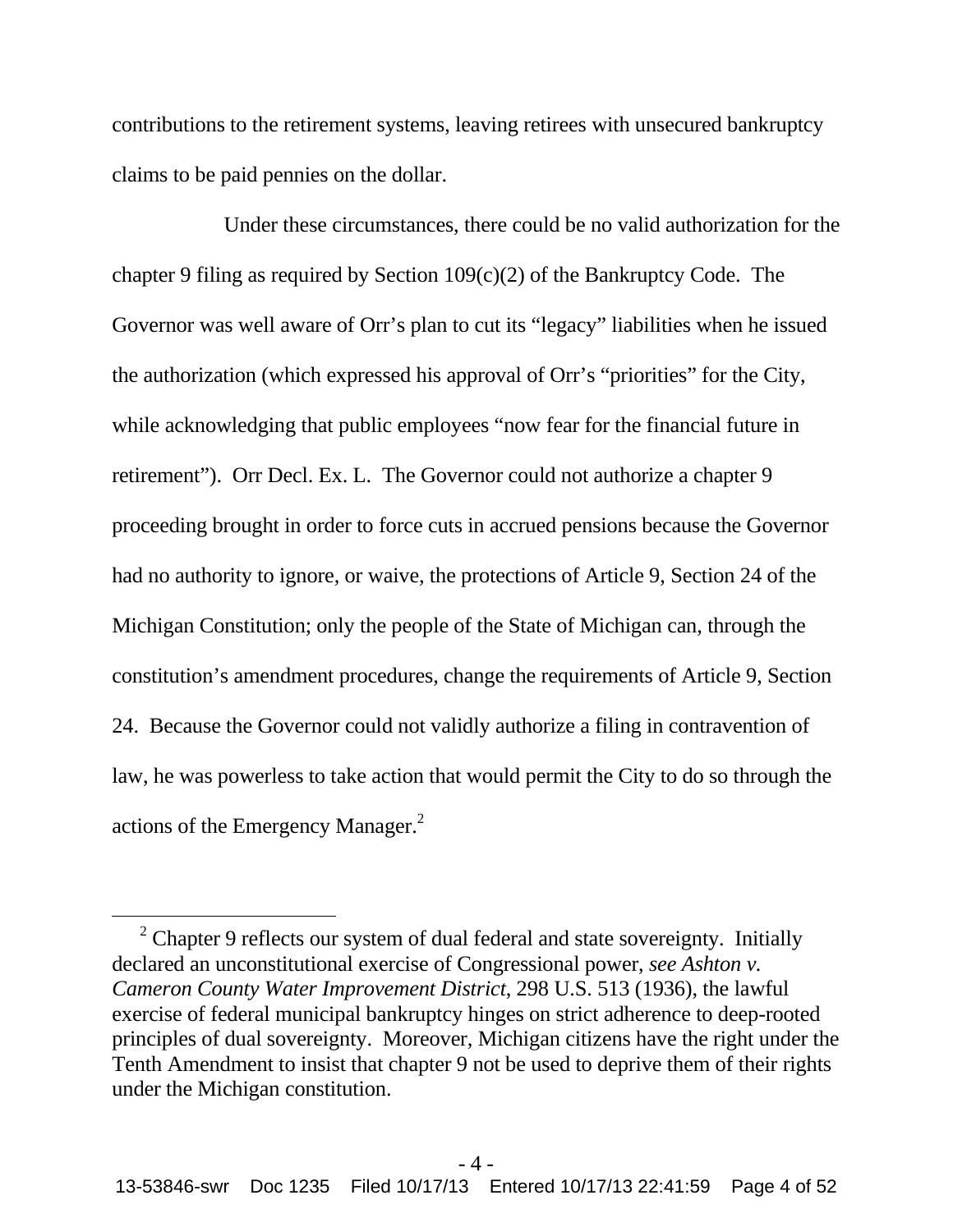contributions to the retirement systems, leaving retirees with unsecured bankruptcy claims to be paid pennies on the dollar.

Under these circumstances, there could be no valid authorization for the chapter 9 filing as required by Section 109(c)(2) of the Bankruptcy Code. The Governor was well aware of Orr's plan to cut its "legacy" liabilities when he issued the authorization (which expressed his approval of Orr's "priorities" for the City, while acknowledging that public employees "now fear for the financial future in retirement"). Orr Decl. Ex. L. The Governor could not authorize a chapter 9 proceeding brought in order to force cuts in accrued pensions because the Governor had no authority to ignore, or waive, the protections of Article 9, Section 24 of the Michigan Constitution; only the people of the State of Michigan can, through the constitution's amendment procedures, change the requirements of Article 9, Section 24. Because the Governor could not validly authorize a filing in contravention of law, he was powerless to take action that would permit the City to do so through the actions of the Emergency Manager.[2]

---

[2] Chapter 9 reflects our system of dual federal and state sovereignty. Initially declared an unconstitutional exercise of Congressional power, *see Ashton v. Cameron County Water Improvement District*, 298 U.S. 513 (1936), the lawful exercise of federal municipal bankruptcy hinges on strict adherence to deep-rooted principles of dual sovereignty. Moreover, Michigan citizens have the right under the Tenth Amendment to insist that chapter 9 not be used to deprive them of their rights under the Michigan constitution.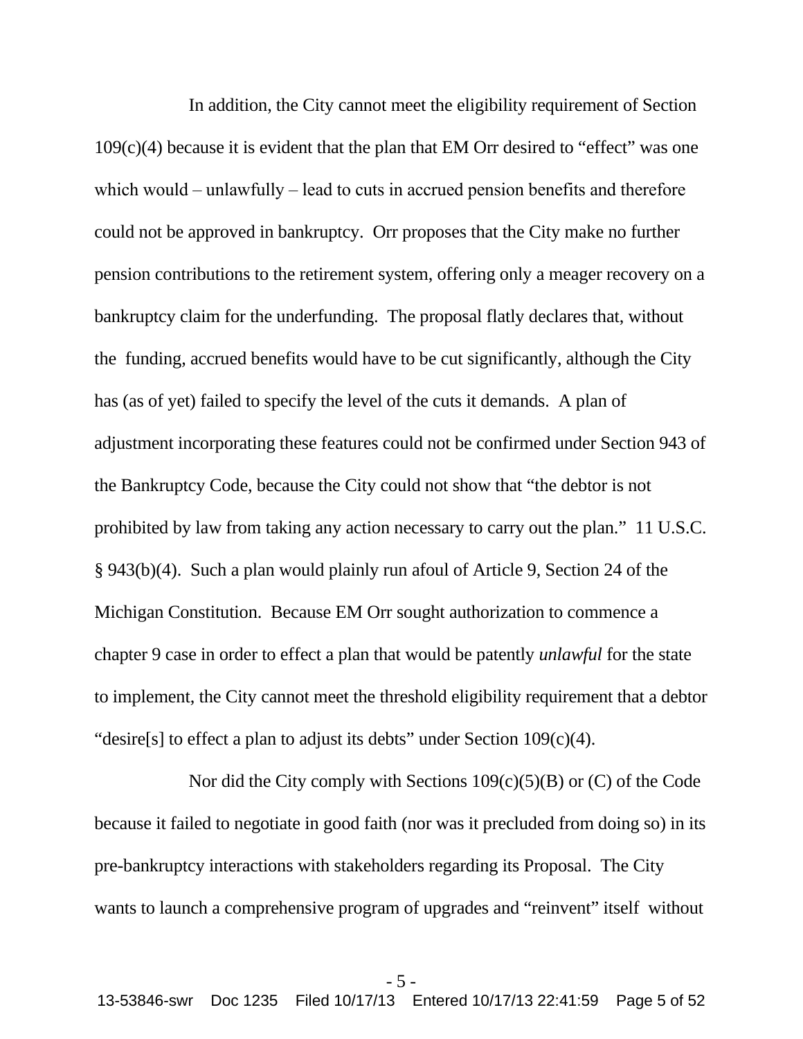In addition, the City cannot meet the eligibility requirement of Section 109(c)(4) because it is evident that the plan that EM Orr desired to "effect" was one which would – unlawfully – lead to cuts in accrued pension benefits and therefore could not be approved in bankruptcy. Orr proposes that the City make no further pension contributions to the retirement system, offering only a meager recovery on a bankruptcy claim for the underfunding. The proposal flatly declares that, without the funding, accrued benefits would have to be cut significantly, although the City has (as of yet) failed to specify the level of the cuts it demands. A plan of adjustment incorporating these features could not be confirmed under Section 943 of the Bankruptcy Code, because the City could not show that "the debtor is not prohibited by law from taking any action necessary to carry out the plan." 11 U.S.C. § 943(b)(4). Such a plan would plainly run afoul of Article 9, Section 24 of the Michigan Constitution. Because EM Orr sought authorization to commence a chapter 9 case in order to effect a plan that would be patently *unlawful* for the state to implement, the City cannot meet the threshold eligibility requirement that a debtor "desire[s] to effect a plan to adjust its debts" under Section 109(c)(4).

Nor did the City comply with Sections 109(c)(5)(B) or (C) of the Code because it failed to negotiate in good faith (nor was it precluded from doing so) in its pre-bankruptcy interactions with stakeholders regarding its Proposal. The City wants to launch a comprehensive program of upgrades and "reinvent" itself without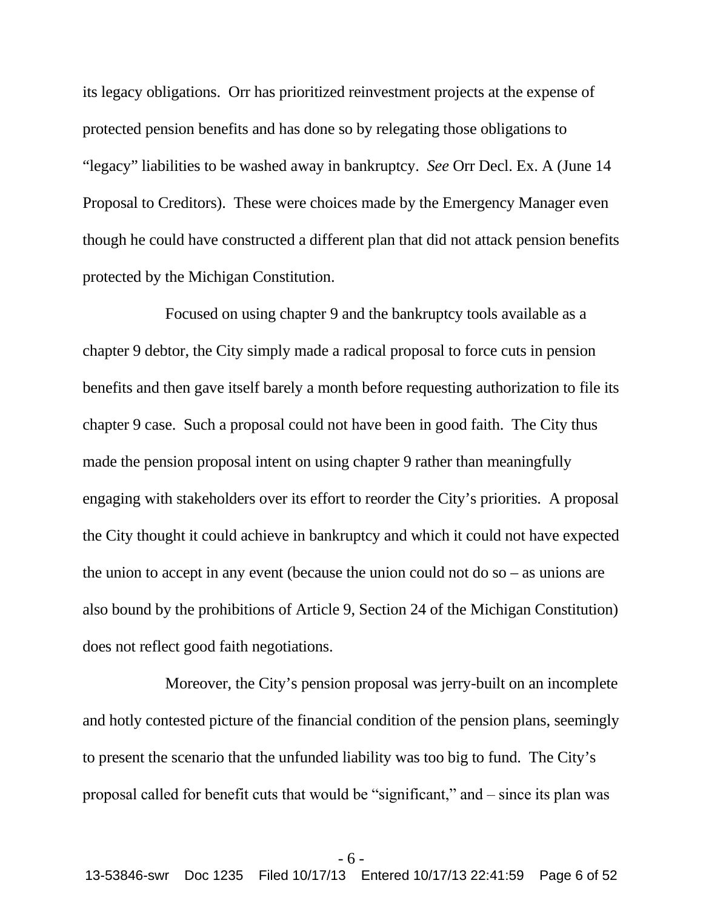its legacy obligations. Orr has prioritized reinvestment projects at the expense of protected pension benefits and has done so by relegating those obligations to "legacy" liabilities to be washed away in bankruptcy. *See* Orr Decl. Ex. A (June 14 Proposal to Creditors). These were choices made by the Emergency Manager even though he could have constructed a different plan that did not attack pension benefits protected by the Michigan Constitution.

Focused on using chapter 9 and the bankruptcy tools available as a chapter 9 debtor, the City simply made a radical proposal to force cuts in pension benefits and then gave itself barely a month before requesting authorization to file its chapter 9 case. Such a proposal could not have been in good faith. The City thus made the pension proposal intent on using chapter 9 rather than meaningfully engaging with stakeholders over its effort to reorder the City's priorities. A proposal the City thought it could achieve in bankruptcy and which it could not have expected the union to accept in any event (because the union could not do so – as unions are also bound by the prohibitions of Article 9, Section 24 of the Michigan Constitution) does not reflect good faith negotiations.

Moreover, the City's pension proposal was jerry-built on an incomplete and hotly contested picture of the financial condition of the pension plans, seemingly to present the scenario that the unfunded liability was too big to fund. The City's proposal called for benefit cuts that would be "significant," and – since its plan was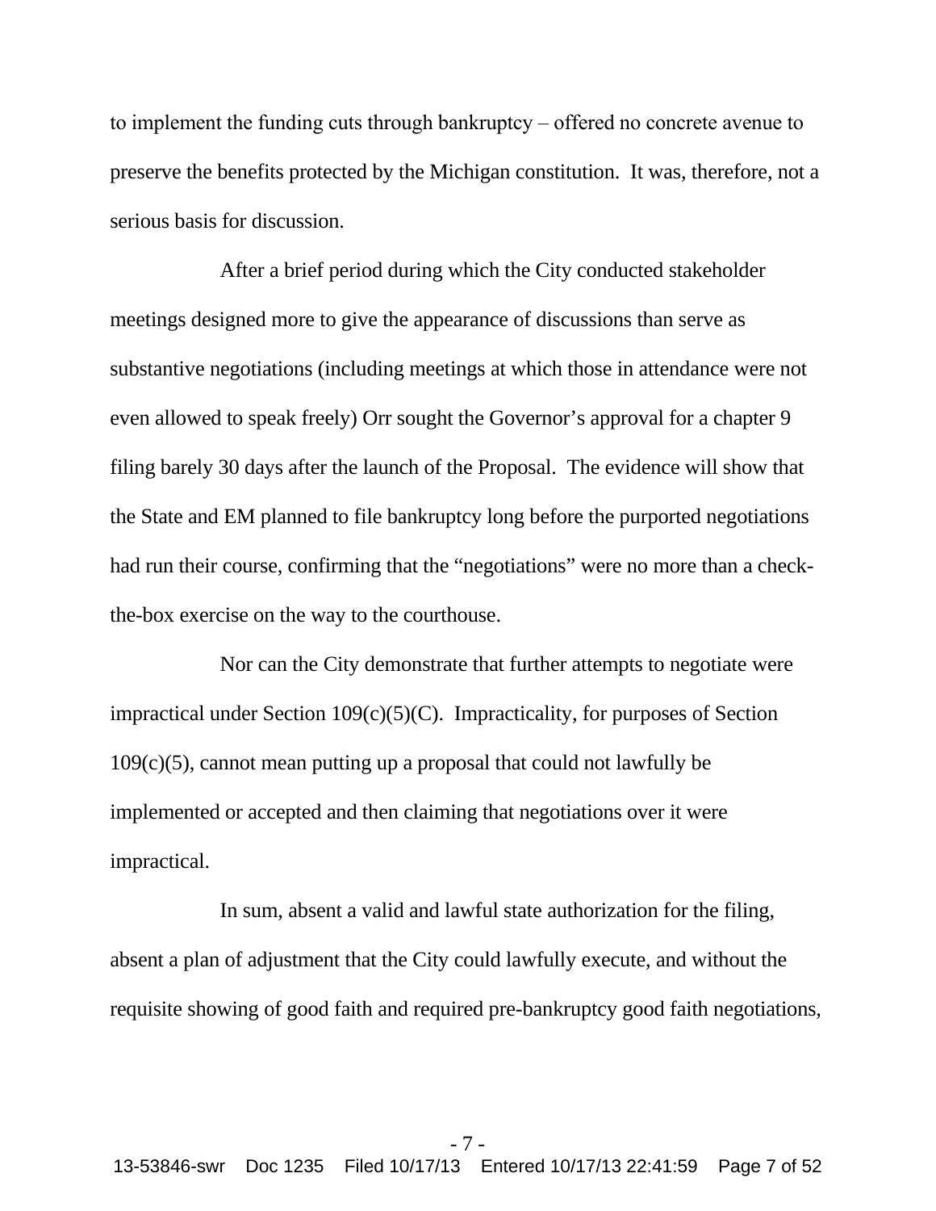to implement the funding cuts through bankruptcy – offered no concrete avenue to preserve the benefits protected by the Michigan constitution. It was, therefore, not a serious basis for discussion.

After a brief period during which the City conducted stakeholder meetings designed more to give the appearance of discussions than serve as substantive negotiations (including meetings at which those in attendance were not even allowed to speak freely) Orr sought the Governor's approval for a chapter 9 filing barely 30 days after the launch of the Proposal. The evidence will show that the State and EM planned to file bankruptcy long before the purported negotiations had run their course, confirming that the "negotiations" were no more than a check-the-box exercise on the way to the courthouse.

Nor can the City demonstrate that further attempts to negotiate were impractical under Section 109(c)(5)(C). Impracticality, for purposes of Section 109(c)(5), cannot mean putting up a proposal that could not lawfully be implemented or accepted and then claiming that negotiations over it were impractical.

In sum, absent a valid and lawful state authorization for the filing, absent a plan of adjustment that the City could lawfully execute, and without the requisite showing of good faith and required pre-bankruptcy good faith negotiations,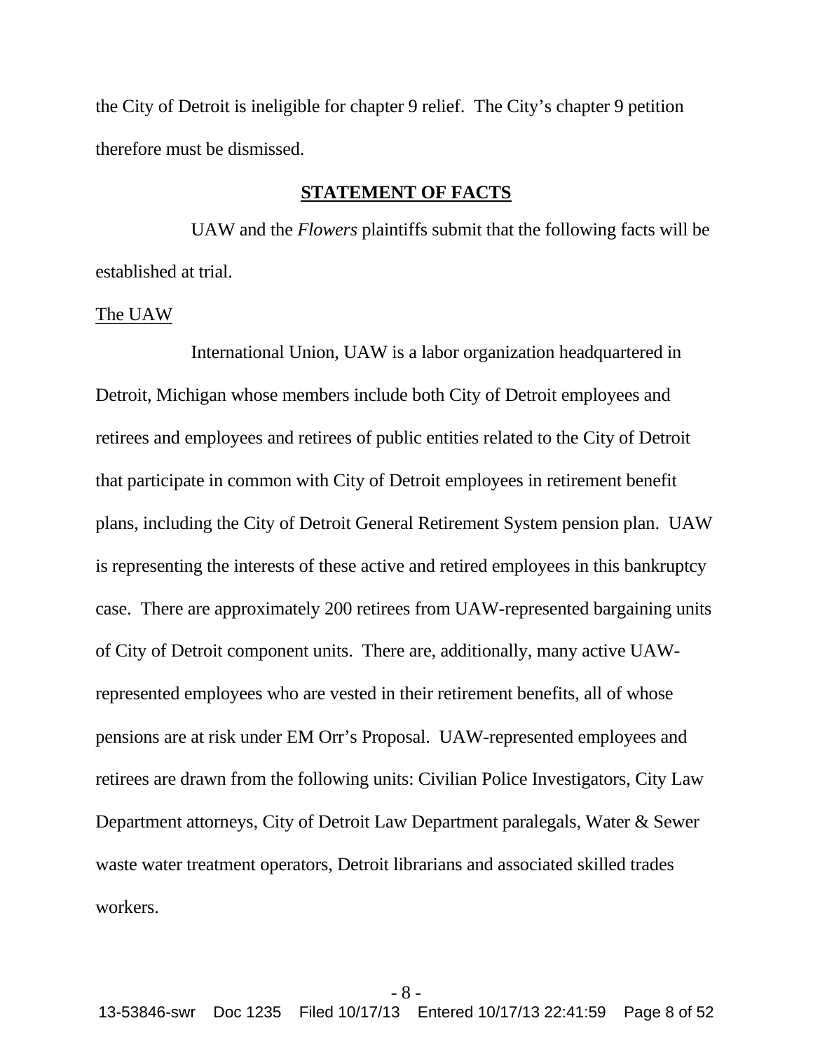the City of Detroit is ineligible for chapter 9 relief. The City's chapter 9 petition therefore must be dismissed.

## STATEMENT OF FACTS

UAW and the *Flowers* plaintiffs submit that the following facts will be established at trial.

The UAW

International Union, UAW is a labor organization headquartered in Detroit, Michigan whose members include both City of Detroit employees and retirees and employees and retirees of public entities related to the City of Detroit that participate in common with City of Detroit employees in retirement benefit plans, including the City of Detroit General Retirement System pension plan. UAW is representing the interests of these active and retired employees in this bankruptcy case. There are approximately 200 retirees from UAW-represented bargaining units of City of Detroit component units. There are, additionally, many active UAW-represented employees who are vested in their retirement benefits, all of whose pensions are at risk under EM Orr's Proposal. UAW-represented employees and retirees are drawn from the following units: Civilian Police Investigators, City Law Department attorneys, City of Detroit Law Department paralegals, Water & Sewer waste water treatment operators, Detroit librarians and associated skilled trades workers.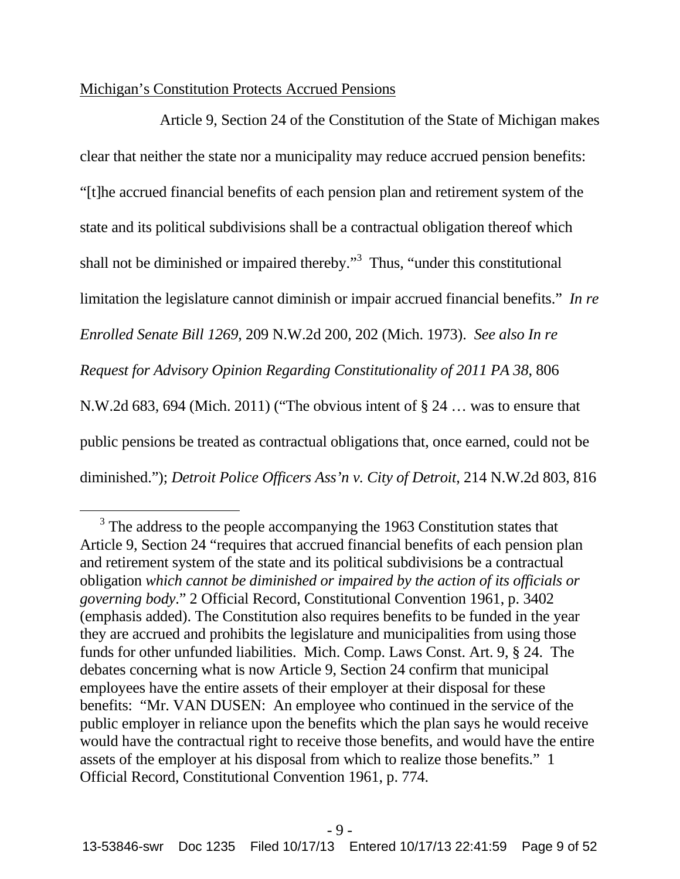<u>Michigan's Constitution Protects Accrued Pensions</u>

Article 9, Section 24 of the Constitution of the State of Michigan makes clear that neither the state nor a municipality may reduce accrued pension benefits: "[t]he accrued financial benefits of each pension plan and retirement system of the state and its political subdivisions shall be a contractual obligation thereof which shall not be diminished or impaired thereby."[3] Thus, "under this constitutional limitation the legislature cannot diminish or impair accrued financial benefits." *In re Enrolled Senate Bill 1269*, 209 N.W.2d 200, 202 (Mich. 1973). *See also In re Request for Advisory Opinion Regarding Constitutionality of 2011 PA 38*, 806 N.W.2d 683, 694 (Mich. 2011) ("The obvious intent of § 24 … was to ensure that public pensions be treated as contractual obligations that, once earned, could not be diminished."); *Detroit Police Officers Ass'n v. City of Detroit*, 214 N.W.2d 803, 816

---

[3] The address to the people accompanying the 1963 Constitution states that Article 9, Section 24 "requires that accrued financial benefits of each pension plan and retirement system of the state and its political subdivisions be a contractual obligation *which cannot be diminished or impaired by the action of its officials or governing body*." 2 Official Record, Constitutional Convention 1961, p. 3402 (emphasis added). The Constitution also requires benefits to be funded in the year they are accrued and prohibits the legislature and municipalities from using those funds for other unfunded liabilities. Mich. Comp. Laws Const. Art. 9, § 24. The debates concerning what is now Article 9, Section 24 confirm that municipal employees have the entire assets of their employer at their disposal for these benefits: "Mr. VAN DUSEN: An employee who continued in the service of the public employer in reliance upon the benefits which the plan says he would receive would have the contractual right to receive those benefits, and would have the entire assets of the employer at his disposal from which to realize those benefits." 1 Official Record, Constitutional Convention 1961, p. 774.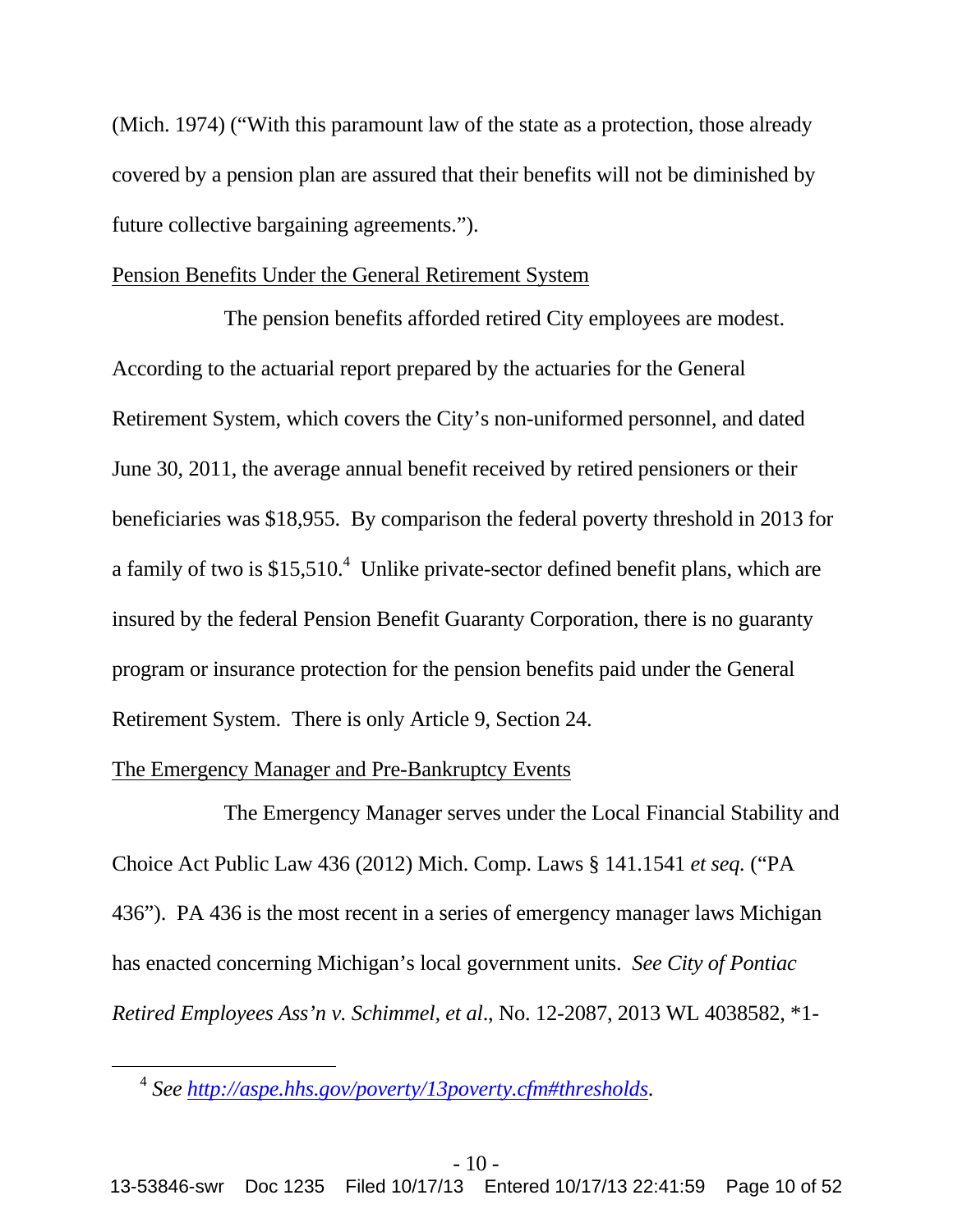(Mich. 1974) ("With this paramount law of the state as a protection, those already covered by a pension plan are assured that their benefits will not be diminished by future collective bargaining agreements.").

<u>Pension Benefits Under the General Retirement System</u>

The pension benefits afforded retired City employees are modest. According to the actuarial report prepared by the actuaries for the General Retirement System, which covers the City's non-uniformed personnel, and dated June 30, 2011, the average annual benefit received by retired pensioners or their beneficiaries was $18,955. By comparison the federal poverty threshold in 2013 for a family of two is $15,510.[4] Unlike private-sector defined benefit plans, which are insured by the federal Pension Benefit Guaranty Corporation, there is no guaranty program or insurance protection for the pension benefits paid under the General Retirement System. There is only Article 9, Section 24.

<u>The Emergency Manager and Pre-Bankruptcy Events</u>

The Emergency Manager serves under the Local Financial Stability and Choice Act Public Law 436 (2012) Mich. Comp. Laws § 141.1541 *et seq.* ("PA 436"). PA 436 is the most recent in a series of emergency manager laws Michigan has enacted concerning Michigan's local government units. *See City of Pontiac Retired Employees Ass'n v. Schimmel, et al*., No. 12-2087, 2013 WL 4038582, *1-

---

[4] *See* http://aspe.hhs.gov/poverty/13poverty.cfm#thresholds.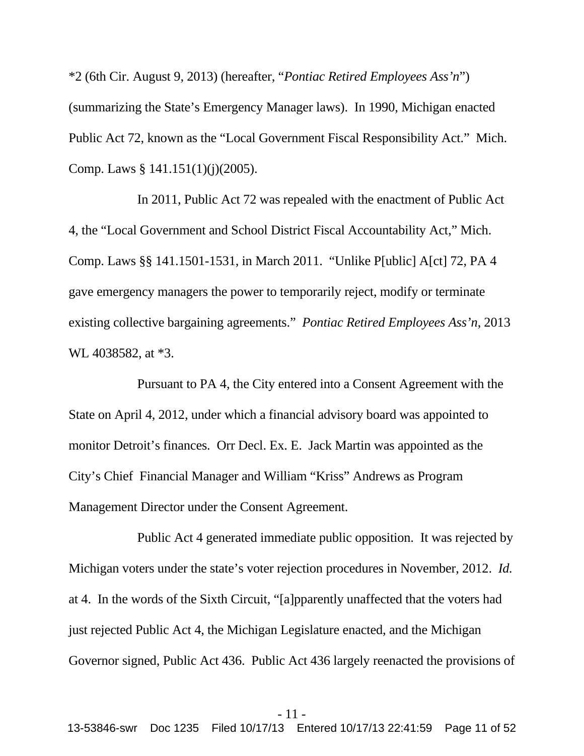*2 (6th Cir. August 9, 2013) (hereafter, "*Pontiac Retired Employees Ass'n*") (summarizing the State's Emergency Manager laws). In 1990, Michigan enacted Public Act 72, known as the "Local Government Fiscal Responsibility Act." Mich. Comp. Laws § 141.151(1)(j)(2005).

In 2011, Public Act 72 was repealed with the enactment of Public Act 4, the "Local Government and School District Fiscal Accountability Act," Mich. Comp. Laws §§ 141.1501-1531, in March 2011. "Unlike P[ublic] A[ct] 72, PA 4 gave emergency managers the power to temporarily reject, modify or terminate existing collective bargaining agreements." *Pontiac Retired Employees Ass'n*, 2013 WL 4038582, at *3.

Pursuant to PA 4, the City entered into a Consent Agreement with the State on April 4, 2012, under which a financial advisory board was appointed to monitor Detroit's finances. Orr Decl. Ex. E. Jack Martin was appointed as the City's Chief Financial Manager and William "Kriss" Andrews as Program Management Director under the Consent Agreement.

Public Act 4 generated immediate public opposition. It was rejected by Michigan voters under the state's voter rejection procedures in November, 2012. *Id.* at 4. In the words of the Sixth Circuit, "[a]pparently unaffected that the voters had just rejected Public Act 4, the Michigan Legislature enacted, and the Michigan Governor signed, Public Act 436. Public Act 436 largely reenacted the provisions of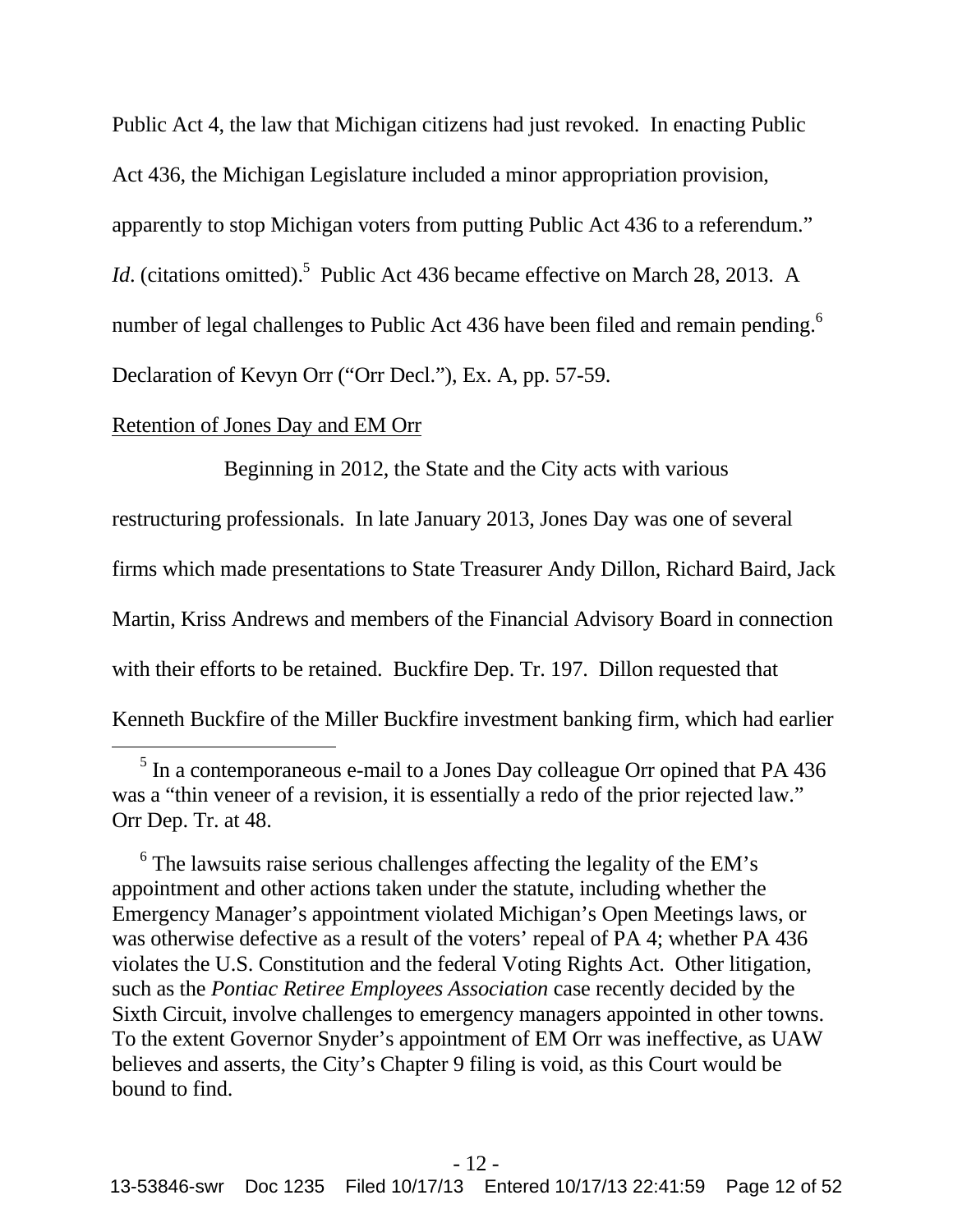Public Act 4, the law that Michigan citizens had just revoked. In enacting Public Act 436, the Michigan Legislature included a minor appropriation provision, apparently to stop Michigan voters from putting Public Act 436 to a referendum." *Id*. (citations omitted).[5] Public Act 436 became effective on March 28, 2013. A number of legal challenges to Public Act 436 have been filed and remain pending.[6] Declaration of Kevyn Orr ("Orr Decl."), Ex. A, pp. 57-59.

<u>Retention of Jones Day and EM Orr</u>

Beginning in 2012, the State and the City acts with various restructuring professionals. In late January 2013, Jones Day was one of several firms which made presentations to State Treasurer Andy Dillon, Richard Baird, Jack Martin, Kriss Andrews and members of the Financial Advisory Board in connection with their efforts to be retained. Buckfire Dep. Tr. 197. Dillon requested that Kenneth Buckfire of the Miller Buckfire investment banking firm, which had earlier

---

[5] In a contemporaneous e-mail to a Jones Day colleague Orr opined that PA 436 was a "thin veneer of a revision, it is essentially a redo of the prior rejected law." Orr Dep. Tr. at 48.

[6] The lawsuits raise serious challenges affecting the legality of the EM's appointment and other actions taken under the statute, including whether the Emergency Manager's appointment violated Michigan's Open Meetings laws, or was otherwise defective as a result of the voters' repeal of PA 4; whether PA 436 violates the U.S. Constitution and the federal Voting Rights Act. Other litigation, such as the *Pontiac Retiree Employees Association* case recently decided by the Sixth Circuit, involve challenges to emergency managers appointed in other towns. To the extent Governor Snyder's appointment of EM Orr was ineffective, as UAW believes and asserts, the City's Chapter 9 filing is void, as this Court would be bound to find.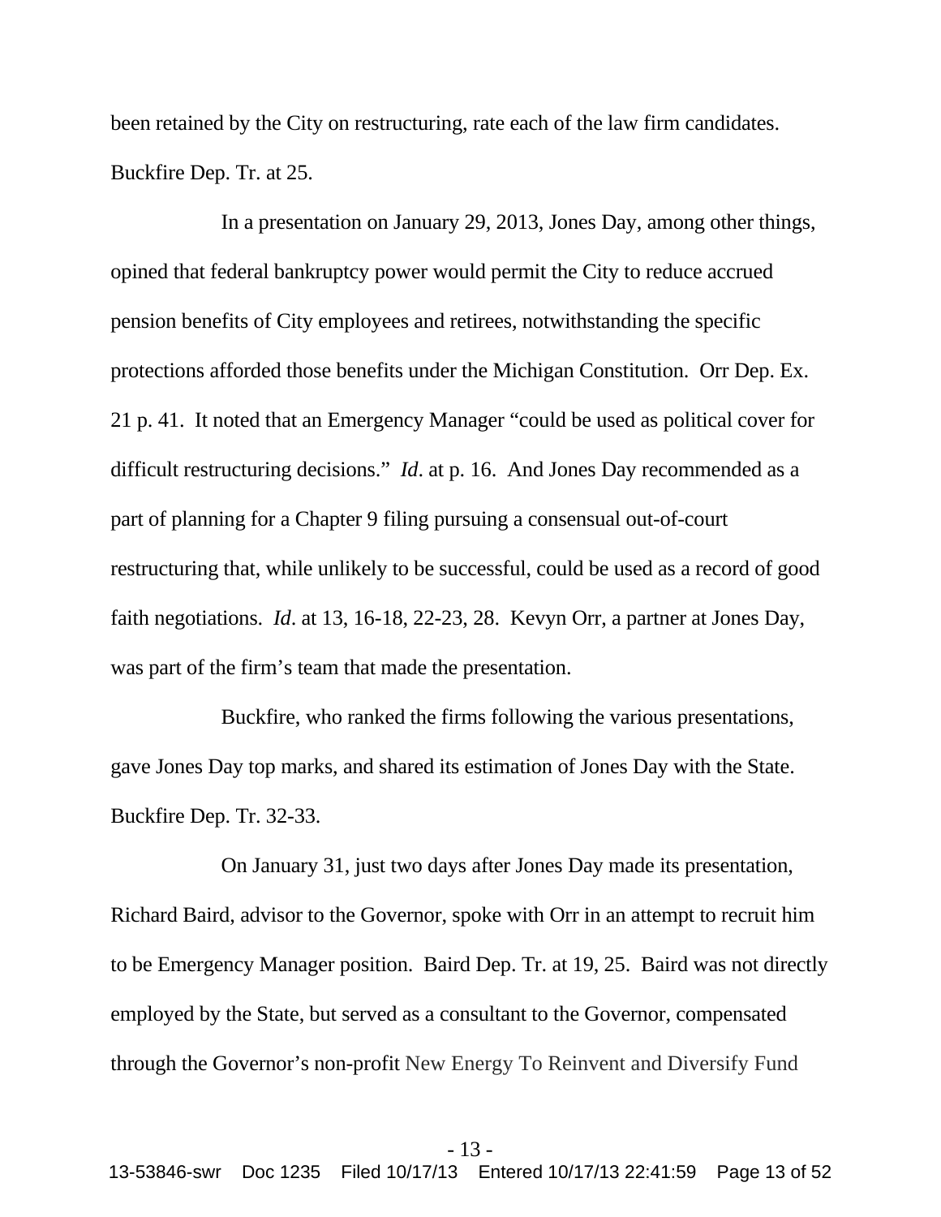been retained by the City on restructuring, rate each of the law firm candidates. Buckfire Dep. Tr. at 25.

In a presentation on January 29, 2013, Jones Day, among other things, opined that federal bankruptcy power would permit the City to reduce accrued pension benefits of City employees and retirees, notwithstanding the specific protections afforded those benefits under the Michigan Constitution. Orr Dep. Ex. 21 p. 41. It noted that an Emergency Manager "could be used as political cover for difficult restructuring decisions." *Id*. at p. 16. And Jones Day recommended as a part of planning for a Chapter 9 filing pursuing a consensual out-of-court restructuring that, while unlikely to be successful, could be used as a record of good faith negotiations. *Id*. at 13, 16-18, 22-23, 28. Kevyn Orr, a partner at Jones Day, was part of the firm's team that made the presentation.

Buckfire, who ranked the firms following the various presentations, gave Jones Day top marks, and shared its estimation of Jones Day with the State. Buckfire Dep. Tr. 32-33.

On January 31, just two days after Jones Day made its presentation, Richard Baird, advisor to the Governor, spoke with Orr in an attempt to recruit him to be Emergency Manager position. Baird Dep. Tr. at 19, 25. Baird was not directly employed by the State, but served as a consultant to the Governor, compensated through the Governor's non-profit New Energy To Reinvent and Diversify Fund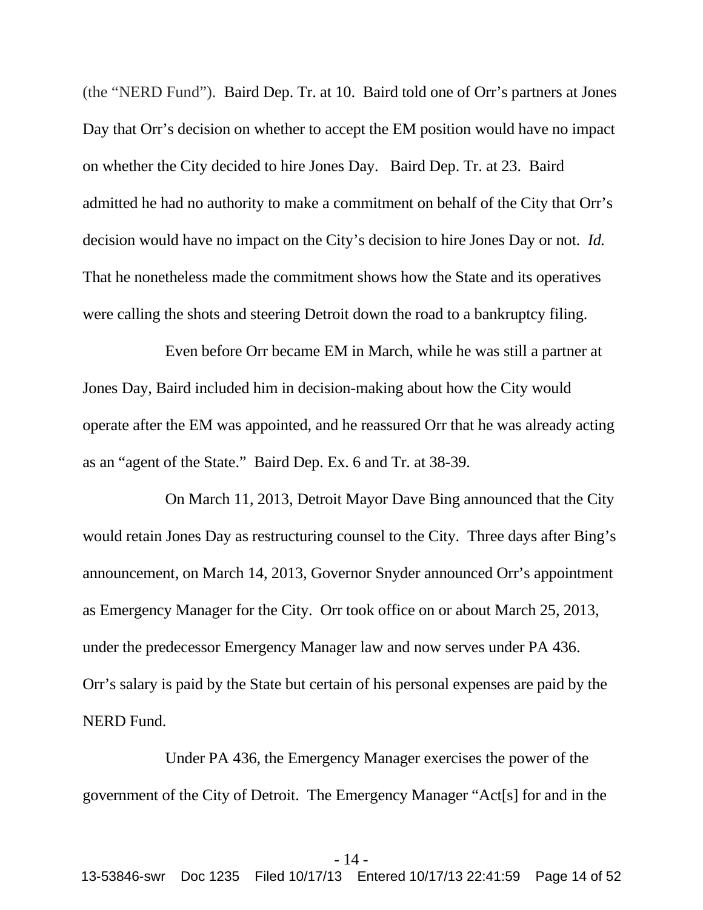(the "NERD Fund"). Baird Dep. Tr. at 10. Baird told one of Orr's partners at Jones Day that Orr's decision on whether to accept the EM position would have no impact on whether the City decided to hire Jones Day. Baird Dep. Tr. at 23. Baird admitted he had no authority to make a commitment on behalf of the City that Orr's decision would have no impact on the City's decision to hire Jones Day or not. *Id.* That he nonetheless made the commitment shows how the State and its operatives were calling the shots and steering Detroit down the road to a bankruptcy filing.

Even before Orr became EM in March, while he was still a partner at Jones Day, Baird included him in decision-making about how the City would operate after the EM was appointed, and he reassured Orr that he was already acting as an "agent of the State." Baird Dep. Ex. 6 and Tr. at 38-39.

On March 11, 2013, Detroit Mayor Dave Bing announced that the City would retain Jones Day as restructuring counsel to the City. Three days after Bing's announcement, on March 14, 2013, Governor Snyder announced Orr's appointment as Emergency Manager for the City. Orr took office on or about March 25, 2013, under the predecessor Emergency Manager law and now serves under PA 436. Orr's salary is paid by the State but certain of his personal expenses are paid by the NERD Fund.

Under PA 436, the Emergency Manager exercises the power of the government of the City of Detroit. The Emergency Manager "Act[s] for and in the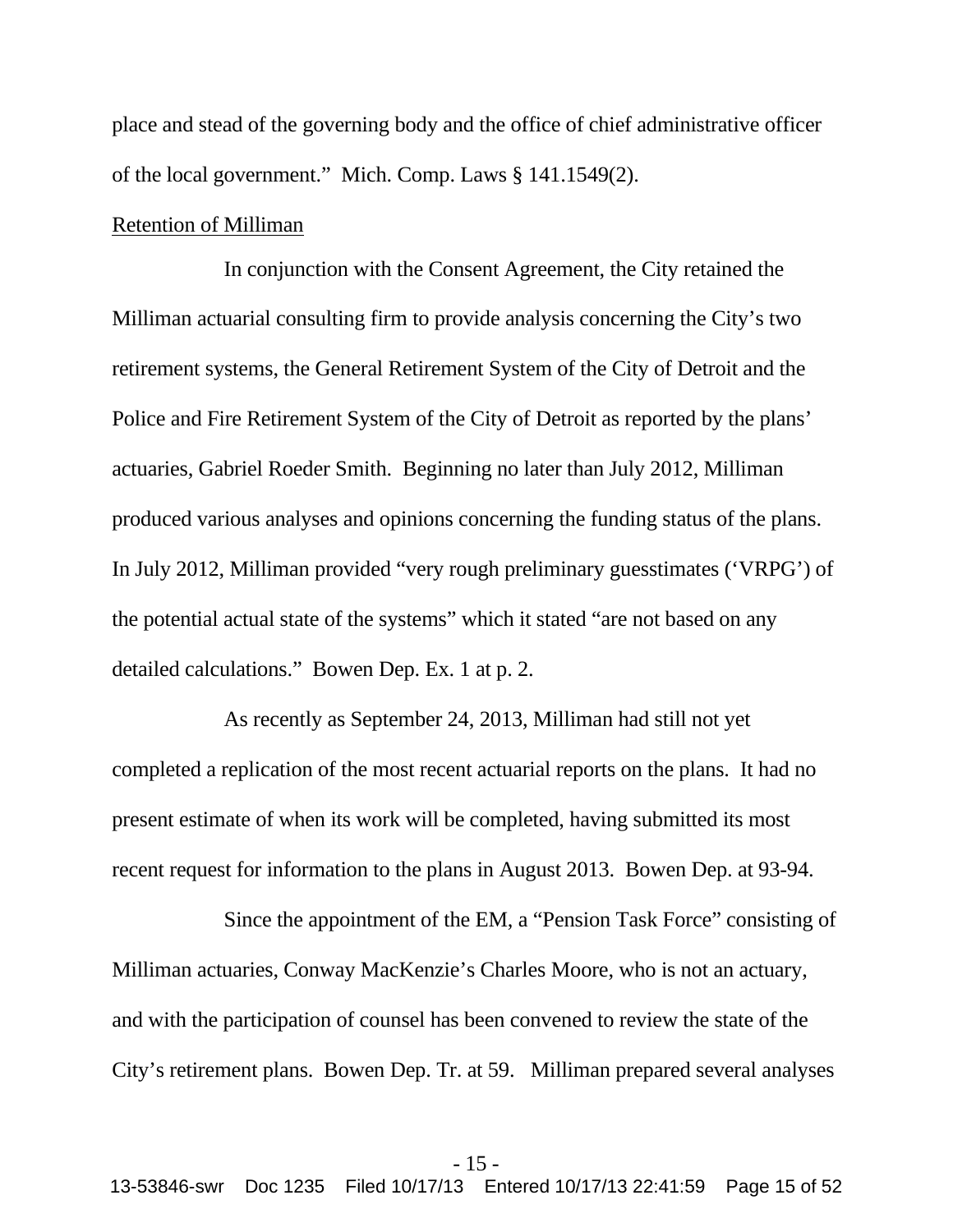place and stead of the governing body and the office of chief administrative officer of the local government." Mich. Comp. Laws § 141.1549(2).

<u>Retention of Milliman</u>

In conjunction with the Consent Agreement, the City retained the Milliman actuarial consulting firm to provide analysis concerning the City's two retirement systems, the General Retirement System of the City of Detroit and the Police and Fire Retirement System of the City of Detroit as reported by the plans' actuaries, Gabriel Roeder Smith. Beginning no later than July 2012, Milliman produced various analyses and opinions concerning the funding status of the plans. In July 2012, Milliman provided "very rough preliminary guesstimates ('VRPG') of the potential actual state of the systems" which it stated "are not based on any detailed calculations." Bowen Dep. Ex. 1 at p. 2.

As recently as September 24, 2013, Milliman had still not yet completed a replication of the most recent actuarial reports on the plans. It had no present estimate of when its work will be completed, having submitted its most recent request for information to the plans in August 2013. Bowen Dep. at 93-94.

Since the appointment of the EM, a "Pension Task Force" consisting of Milliman actuaries, Conway MacKenzie's Charles Moore, who is not an actuary, and with the participation of counsel has been convened to review the state of the City's retirement plans. Bowen Dep. Tr. at 59. Milliman prepared several analyses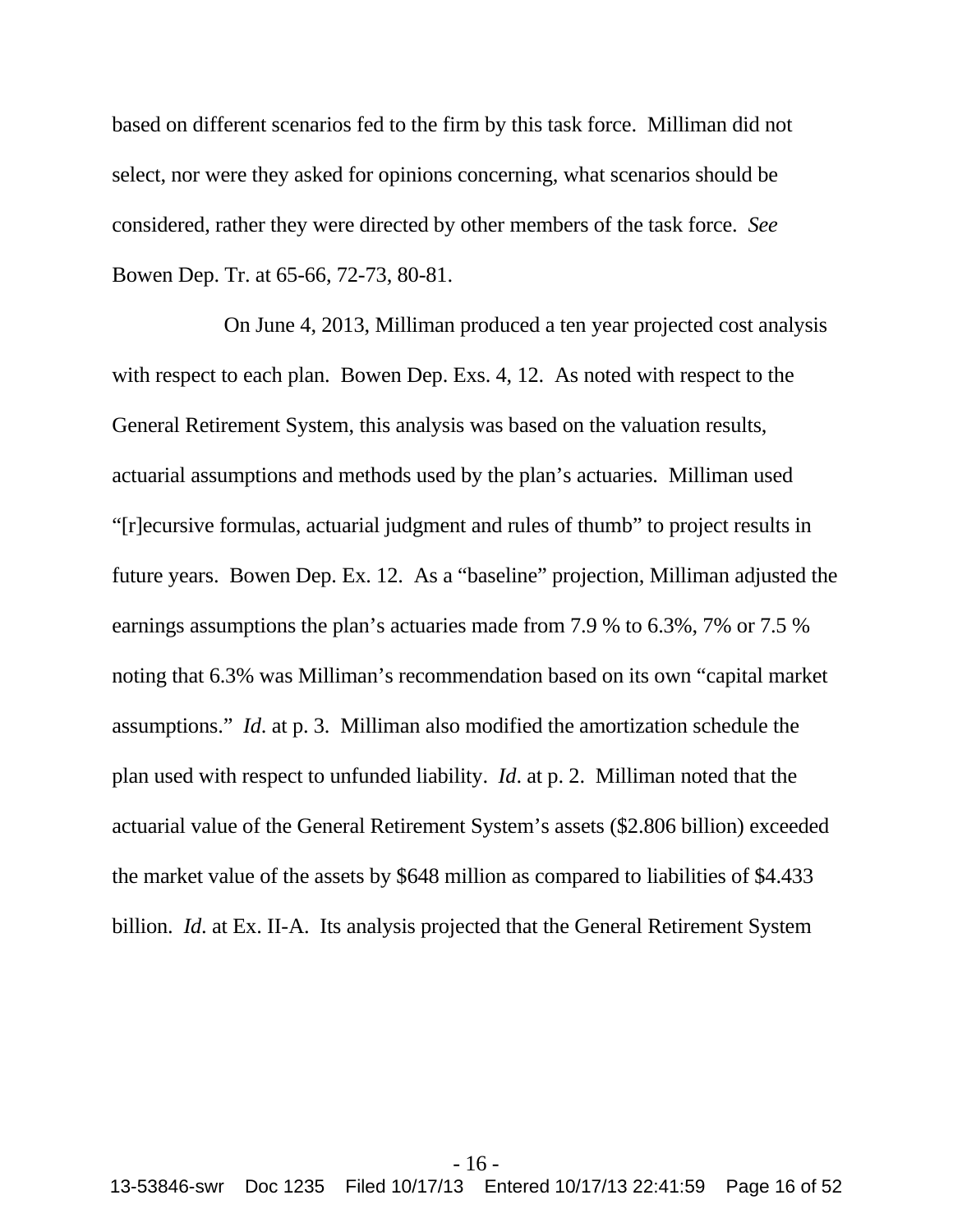based on different scenarios fed to the firm by this task force. Milliman did not select, nor were they asked for opinions concerning, what scenarios should be considered, rather they were directed by other members of the task force. *See* Bowen Dep. Tr. at 65-66, 72-73, 80-81.

On June 4, 2013, Milliman produced a ten year projected cost analysis with respect to each plan. Bowen Dep. Exs. 4, 12. As noted with respect to the General Retirement System, this analysis was based on the valuation results, actuarial assumptions and methods used by the plan's actuaries. Milliman used "[r]ecursive formulas, actuarial judgment and rules of thumb" to project results in future years. Bowen Dep. Ex. 12. As a "baseline" projection, Milliman adjusted the earnings assumptions the plan's actuaries made from 7.9 % to 6.3%, 7% or 7.5 % noting that 6.3% was Milliman's recommendation based on its own "capital market assumptions." *Id*. at p. 3. Milliman also modified the amortization schedule the plan used with respect to unfunded liability. *Id*. at p. 2. Milliman noted that the actuarial value of the General Retirement System's assets ($2.806 billion) exceeded the market value of the assets by $648 million as compared to liabilities of $4.433 billion. *Id*. at Ex. II-A. Its analysis projected that the General Retirement System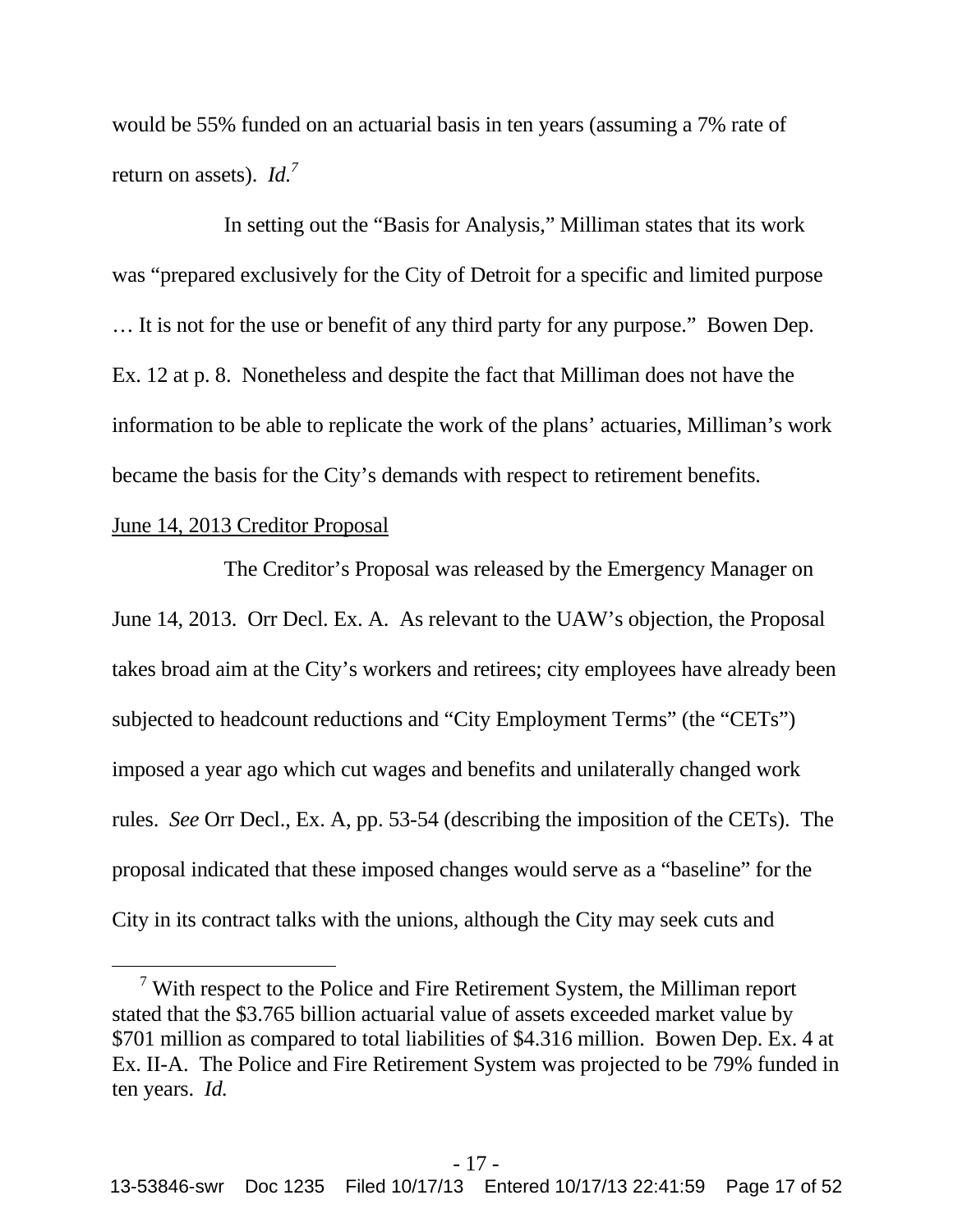would be 55% funded on an actuarial basis in ten years (assuming a 7% rate of return on assets). *Id.*[7]

In setting out the "Basis for Analysis," Milliman states that its work was "prepared exclusively for the City of Detroit for a specific and limited purpose … It is not for the use or benefit of any third party for any purpose." Bowen Dep. Ex. 12 at p. 8. Nonetheless and despite the fact that Milliman does not have the information to be able to replicate the work of the plans' actuaries, Milliman's work became the basis for the City's demands with respect to retirement benefits.

<u>June 14, 2013 Creditor Proposal</u>

The Creditor's Proposal was released by the Emergency Manager on June 14, 2013. Orr Decl. Ex. A. As relevant to the UAW's objection, the Proposal takes broad aim at the City's workers and retirees; city employees have already been subjected to headcount reductions and "City Employment Terms" (the "CETs") imposed a year ago which cut wages and benefits and unilaterally changed work rules. *See* Orr Decl., Ex. A, pp. 53-54 (describing the imposition of the CETs). The proposal indicated that these imposed changes would serve as a "baseline" for the City in its contract talks with the unions, although the City may seek cuts and

---

[7] With respect to the Police and Fire Retirement System, the Milliman report stated that the $3.765 billion actuarial value of assets exceeded market value by $701 million as compared to total liabilities of $4.316 million. Bowen Dep. Ex. 4 at Ex. II-A. The Police and Fire Retirement System was projected to be 79% funded in ten years. *Id.*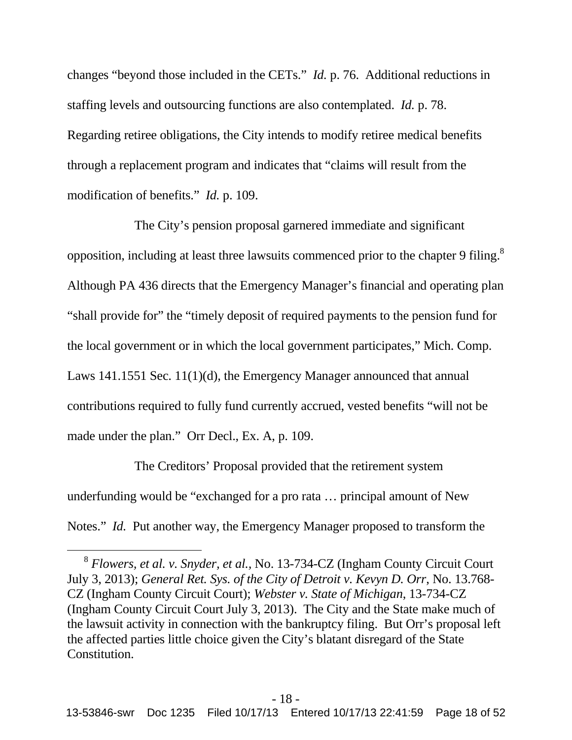changes "beyond those included in the CETs." *Id.* p. 76. Additional reductions in staffing levels and outsourcing functions are also contemplated. *Id.* p. 78. Regarding retiree obligations, the City intends to modify retiree medical benefits through a replacement program and indicates that "claims will result from the modification of benefits." *Id.* p. 109.

The City's pension proposal garnered immediate and significant opposition, including at least three lawsuits commenced prior to the chapter 9 filing.[8] Although PA 436 directs that the Emergency Manager's financial and operating plan "shall provide for" the "timely deposit of required payments to the pension fund for the local government or in which the local government participates," Mich. Comp. Laws 141.1551 Sec. 11(1)(d), the Emergency Manager announced that annual contributions required to fully fund currently accrued, vested benefits "will not be made under the plan." Orr Decl., Ex. A, p. 109.

The Creditors' Proposal provided that the retirement system underfunding would be "exchanged for a pro rata … principal amount of New Notes." *Id.* Put another way, the Emergency Manager proposed to transform the

---

[8] *Flowers, et al. v. Snyder, et al.*, No. 13-734-CZ (Ingham County Circuit Court July 3, 2013); *General Ret. Sys. of the City of Detroit v. Kevyn D. Orr*, No. 13.768-CZ (Ingham County Circuit Court); *Webster v. State of Michigan*, 13-734-CZ (Ingham County Circuit Court July 3, 2013). The City and the State make much of the lawsuit activity in connection with the bankruptcy filing. But Orr's proposal left the affected parties little choice given the City's blatant disregard of the State Constitution.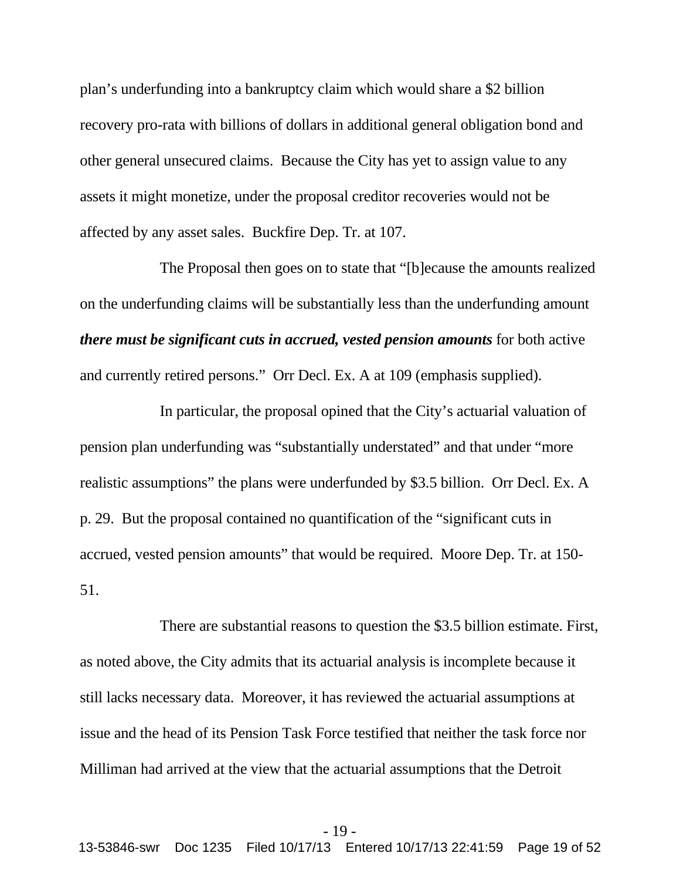plan's underfunding into a bankruptcy claim which would share a $2 billion recovery pro-rata with billions of dollars in additional general obligation bond and other general unsecured claims. Because the City has yet to assign value to any assets it might monetize, under the proposal creditor recoveries would not be affected by any asset sales. Buckfire Dep. Tr. at 107.

The Proposal then goes on to state that "[b]ecause the amounts realized on the underfunding claims will be substantially less than the underfunding amount ***there must be significant cuts in accrued, vested pension amounts*** for both active and currently retired persons." Orr Decl. Ex. A at 109 (emphasis supplied).

In particular, the proposal opined that the City's actuarial valuation of pension plan underfunding was "substantially understated" and that under "more realistic assumptions" the plans were underfunded by $3.5 billion. Orr Decl. Ex. A p. 29. But the proposal contained no quantification of the "significant cuts in accrued, vested pension amounts" that would be required. Moore Dep. Tr. at 150-51.

There are substantial reasons to question the $3.5 billion estimate. First, as noted above, the City admits that its actuarial analysis is incomplete because it still lacks necessary data. Moreover, it has reviewed the actuarial assumptions at issue and the head of its Pension Task Force testified that neither the task force nor Milliman had arrived at the view that the actuarial assumptions that the Detroit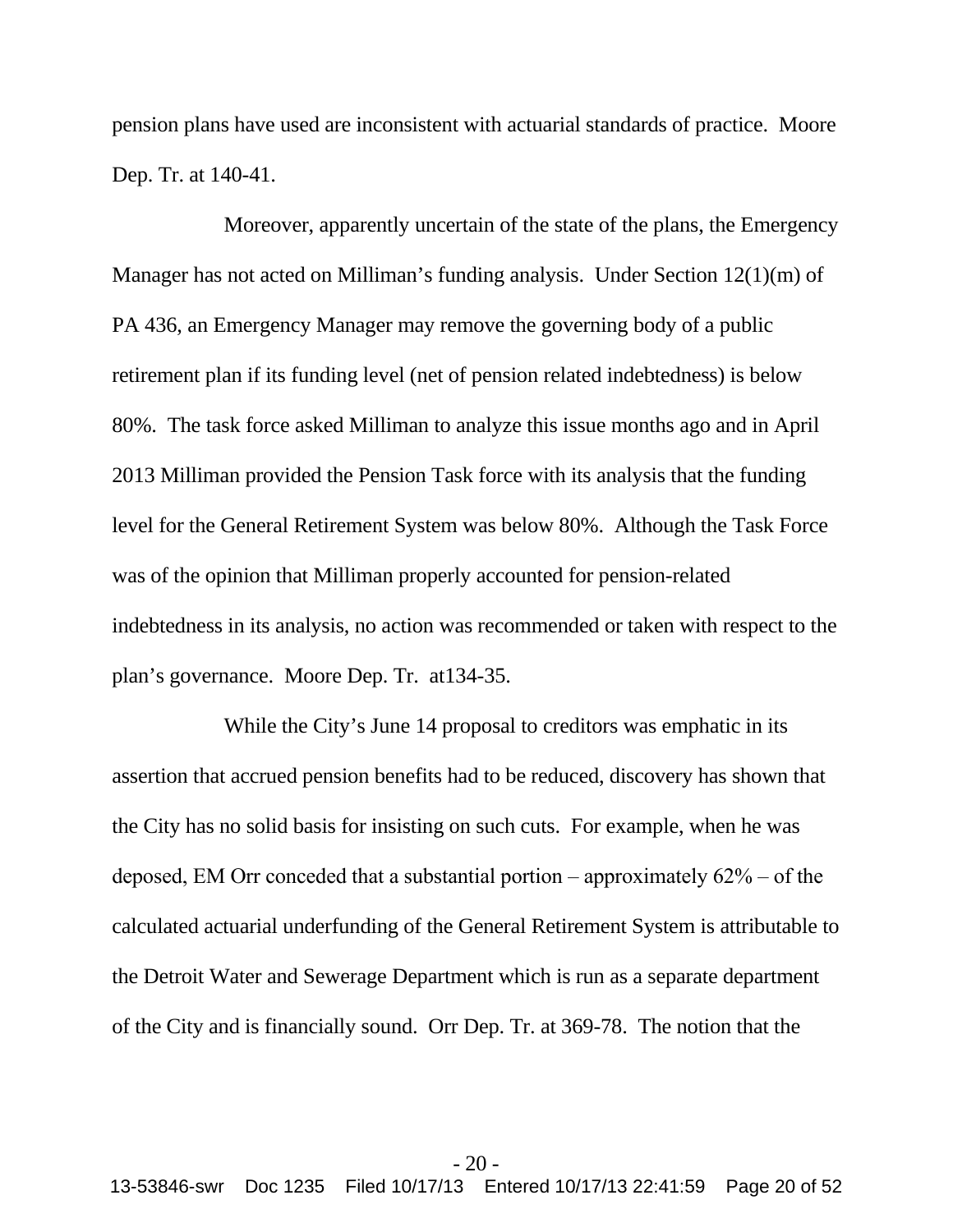pension plans have used are inconsistent with actuarial standards of practice. Moore Dep. Tr. at 140-41.

Moreover, apparently uncertain of the state of the plans, the Emergency Manager has not acted on Milliman's funding analysis. Under Section 12(1)(m) of PA 436, an Emergency Manager may remove the governing body of a public retirement plan if its funding level (net of pension related indebtedness) is below 80%. The task force asked Milliman to analyze this issue months ago and in April 2013 Milliman provided the Pension Task force with its analysis that the funding level for the General Retirement System was below 80%. Although the Task Force was of the opinion that Milliman properly accounted for pension-related indebtedness in its analysis, no action was recommended or taken with respect to the plan's governance. Moore Dep. Tr. at134-35.

While the City's June 14 proposal to creditors was emphatic in its assertion that accrued pension benefits had to be reduced, discovery has shown that the City has no solid basis for insisting on such cuts. For example, when he was deposed, EM Orr conceded that a substantial portion – approximately 62% – of the calculated actuarial underfunding of the General Retirement System is attributable to the Detroit Water and Sewerage Department which is run as a separate department of the City and is financially sound. Orr Dep. Tr. at 369-78. The notion that the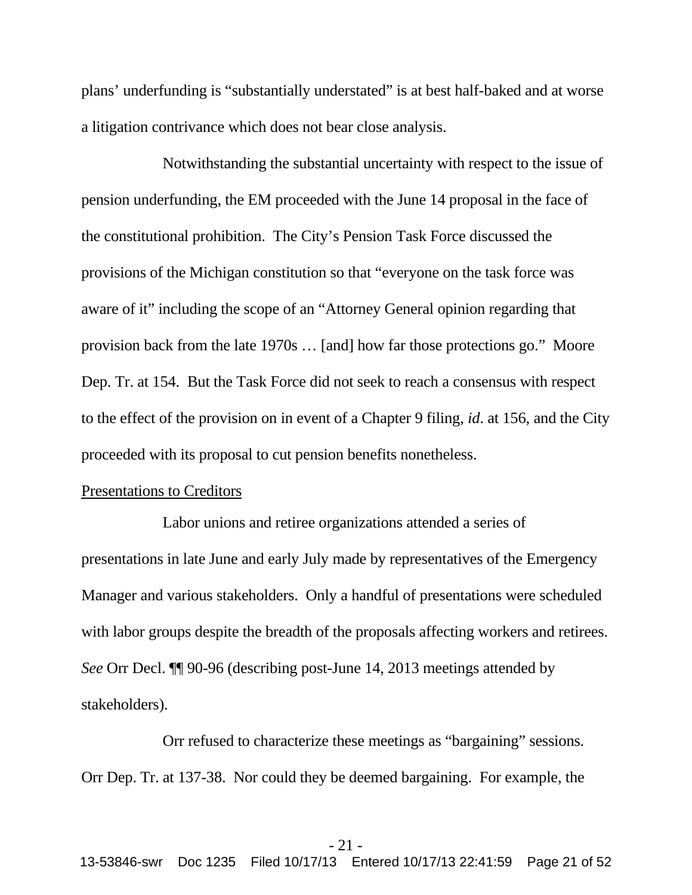plans' underfunding is "substantially understated" is at best half-baked and at worse a litigation contrivance which does not bear close analysis.

Notwithstanding the substantial uncertainty with respect to the issue of pension underfunding, the EM proceeded with the June 14 proposal in the face of the constitutional prohibition. The City's Pension Task Force discussed the provisions of the Michigan constitution so that "everyone on the task force was aware of it" including the scope of an "Attorney General opinion regarding that provision back from the late 1970s … [and] how far those protections go." Moore Dep. Tr. at 154. But the Task Force did not seek to reach a consensus with respect to the effect of the provision on in event of a Chapter 9 filing, *id*. at 156, and the City proceeded with its proposal to cut pension benefits nonetheless.

<u>Presentations to Creditors</u>

Labor unions and retiree organizations attended a series of presentations in late June and early July made by representatives of the Emergency Manager and various stakeholders. Only a handful of presentations were scheduled with labor groups despite the breadth of the proposals affecting workers and retirees. *See* Orr Decl. ¶¶ 90-96 (describing post-June 14, 2013 meetings attended by stakeholders).

Orr refused to characterize these meetings as "bargaining" sessions. Orr Dep. Tr. at 137-38. Nor could they be deemed bargaining. For example, the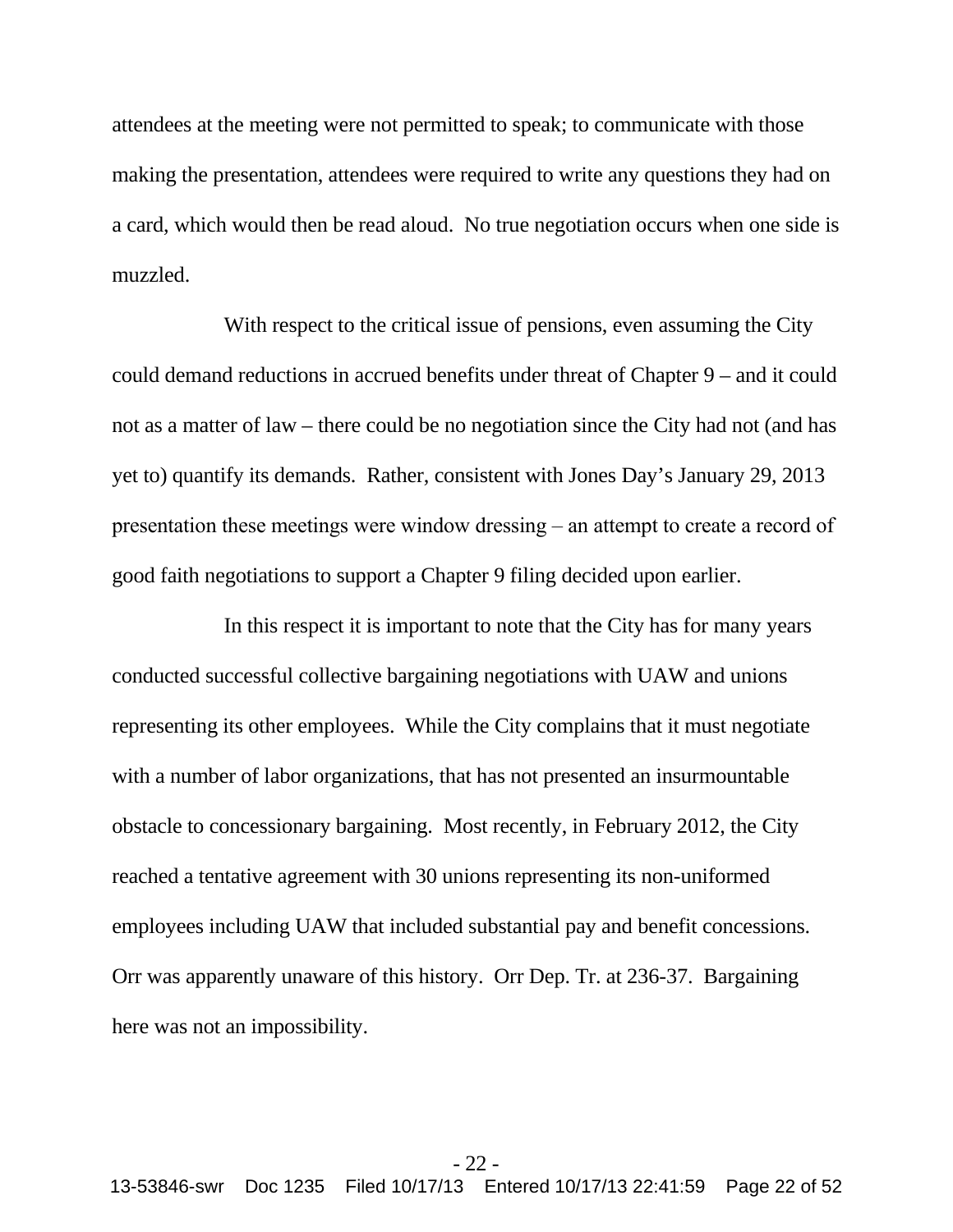attendees at the meeting were not permitted to speak; to communicate with those making the presentation, attendees were required to write any questions they had on a card, which would then be read aloud. No true negotiation occurs when one side is muzzled.

With respect to the critical issue of pensions, even assuming the City could demand reductions in accrued benefits under threat of Chapter 9 – and it could not as a matter of law – there could be no negotiation since the City had not (and has yet to) quantify its demands. Rather, consistent with Jones Day's January 29, 2013 presentation these meetings were window dressing – an attempt to create a record of good faith negotiations to support a Chapter 9 filing decided upon earlier.

In this respect it is important to note that the City has for many years conducted successful collective bargaining negotiations with UAW and unions representing its other employees. While the City complains that it must negotiate with a number of labor organizations, that has not presented an insurmountable obstacle to concessionary bargaining. Most recently, in February 2012, the City reached a tentative agreement with 30 unions representing its non-uniformed employees including UAW that included substantial pay and benefit concessions. Orr was apparently unaware of this history. Orr Dep. Tr. at 236-37. Bargaining here was not an impossibility.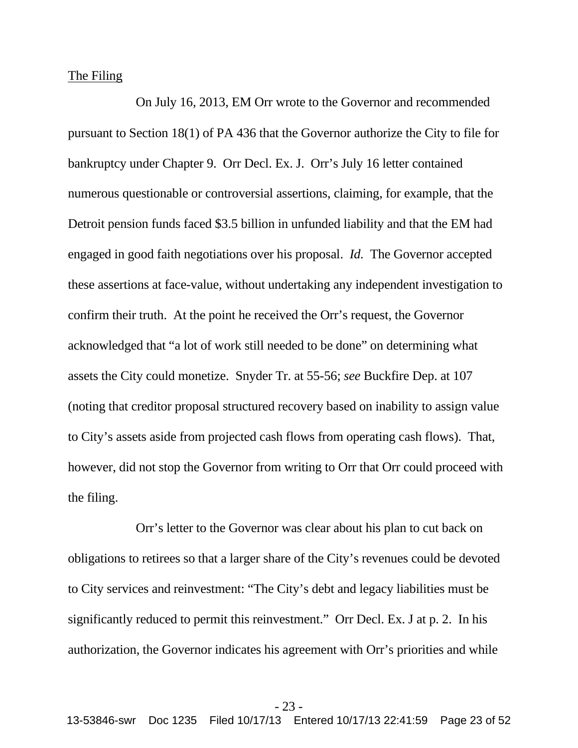<u>The Filing</u>

On July 16, 2013, EM Orr wrote to the Governor and recommended pursuant to Section 18(1) of PA 436 that the Governor authorize the City to file for bankruptcy under Chapter 9. Orr Decl. Ex. J. Orr's July 16 letter contained numerous questionable or controversial assertions, claiming, for example, that the Detroit pension funds faced $3.5 billion in unfunded liability and that the EM had engaged in good faith negotiations over his proposal. *Id.* The Governor accepted these assertions at face-value, without undertaking any independent investigation to confirm their truth. At the point he received the Orr's request, the Governor acknowledged that "a lot of work still needed to be done" on determining what assets the City could monetize. Snyder Tr. at 55-56; *see* Buckfire Dep. at 107 (noting that creditor proposal structured recovery based on inability to assign value to City's assets aside from projected cash flows from operating cash flows). That, however, did not stop the Governor from writing to Orr that Orr could proceed with the filing.

Orr's letter to the Governor was clear about his plan to cut back on obligations to retirees so that a larger share of the City's revenues could be devoted to City services and reinvestment: "The City's debt and legacy liabilities must be significantly reduced to permit this reinvestment." Orr Decl. Ex J at p. 2. In his authorization, the Governor indicates his agreement with Orr's priorities and while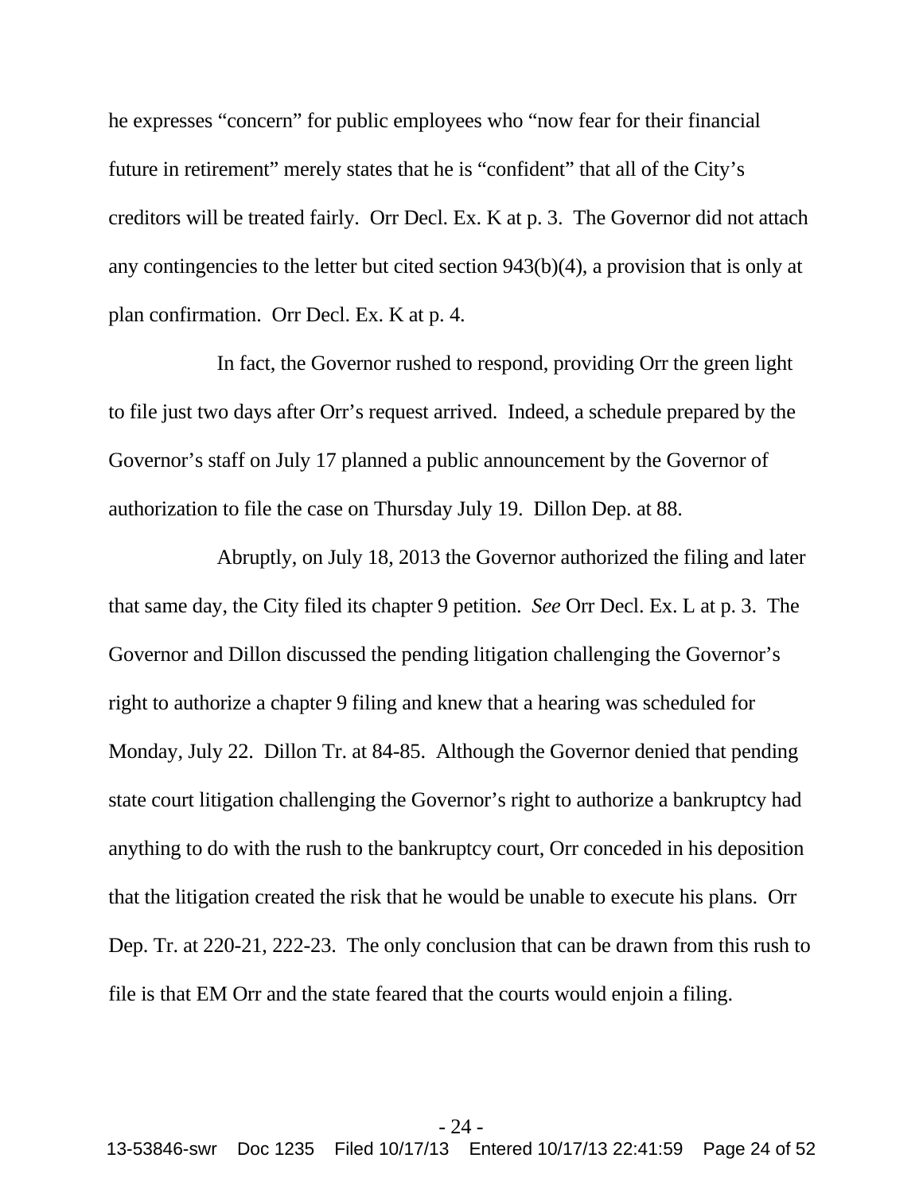he expresses "concern" for public employees who "now fear for their financial future in retirement" merely states that he is "confident" that all of the City's creditors will be treated fairly. Orr Decl. Ex. K at p. 3. The Governor did not attach any contingencies to the letter but cited section 943(b)(4), a provision that is only at plan confirmation. Orr Decl. Ex. K at p. 4.

In fact, the Governor rushed to respond, providing Orr the green light to file just two days after Orr's request arrived. Indeed, a schedule prepared by the Governor's staff on July 17 planned a public announcement by the Governor of authorization to file the case on Thursday July 19. Dillon Dep. at 88.

Abruptly, on July 18, 2013 the Governor authorized the filing and later that same day, the City filed its chapter 9 petition. *See* Orr Decl. Ex. L at p. 3. The Governor and Dillon discussed the pending litigation challenging the Governor's right to authorize a chapter 9 filing and knew that a hearing was scheduled for Monday, July 22. Dillon Tr. at 84-85. Although the Governor denied that pending state court litigation challenging the Governor's right to authorize a bankruptcy had anything to do with the rush to the bankruptcy court, Orr conceded in his deposition that the litigation created the risk that he would be unable to execute his plans. Orr Dep. Tr. at 220-21, 222-23. The only conclusion that can be drawn from this rush to file is that EM Orr and the state feared that the courts would enjoin a filing.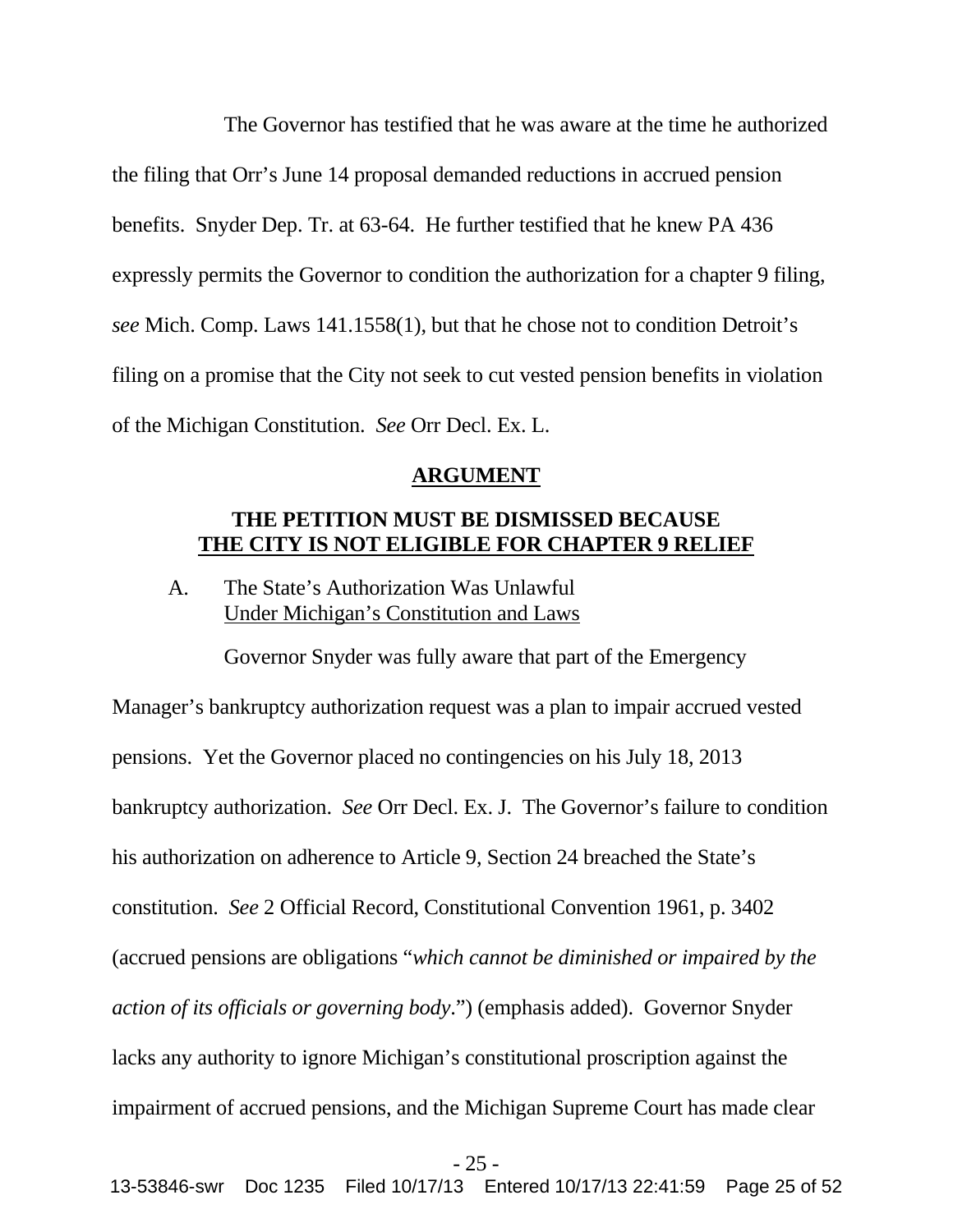The Governor has testified that he was aware at the time he authorized the filing that Orr's June 14 proposal demanded reductions in accrued pension benefits. Snyder Dep. Tr. at 63-64. He further testified that he knew PA 436 expressly permits the Governor to condition the authorization for a chapter 9 filing, *see* Mich. Comp. Laws 141.1558(1), but that he chose not to condition Detroit's filing on a promise that the City not seek to cut vested pension benefits in violation of the Michigan Constitution. *See* Orr Decl. Ex. L.

## ARGUMENT

### THE PETITION MUST BE DISMISSED BECAUSE THE CITY IS NOT ELIGIBLE FOR CHAPTER 9 RELIEF

#### A. The State's Authorization Was Unlawful Under Michigan's Constitution and Laws

Governor Snyder was fully aware that part of the Emergency Manager's bankruptcy authorization request was a plan to impair accrued vested pensions. Yet the Governor placed no contingencies on his July 18, 2013 bankruptcy authorization. *See* Orr Decl. Ex. J. The Governor's failure to condition his authorization on adherence to Article 9, Section 24 breached the State's constitution. *See* 2 Official Record, Constitutional Convention 1961, p. 3402 (accrued pensions are obligations "*which cannot be diminished or impaired by the action of its officials or governing body*.") (emphasis added). Governor Snyder lacks any authority to ignore Michigan's constitutional proscription against the impairment of accrued pensions, and the Michigan Supreme Court has made clear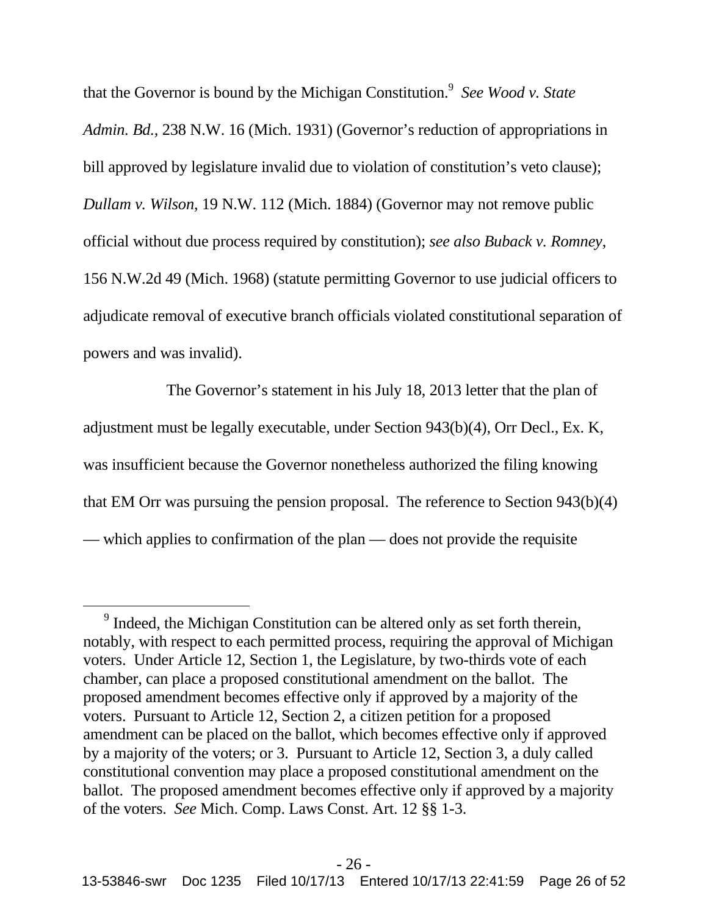that the Governor is bound by the Michigan Constitution.[9] *See Wood v. State Admin. Bd.*, 238 N.W. 16 (Mich. 1931) (Governor's reduction of appropriations in bill approved by legislature invalid due to violation of constitution's veto clause); *Dullam v. Wilson*, 19 N.W. 112 (Mich. 1884) (Governor may not remove public official without due process required by constitution); *see also Buback v. Romney*, 156 N.W.2d 49 (Mich. 1968) (statute permitting Governor to use judicial officers to adjudicate removal of executive branch officials violated constitutional separation of powers and was invalid).

The Governor's statement in his July 18, 2013 letter that the plan of adjustment must be legally executable, under Section 943(b)(4), Orr Decl., Ex. K, was insufficient because the Governor nonetheless authorized the filing knowing that EM Orr was pursuing the pension proposal. The reference to Section 943(b)(4) — which applies to confirmation of the plan — does not provide the requisite

[9] Indeed, the Michigan Constitution can be altered only as set forth therein, notably, with respect to each permitted process, requiring the approval of Michigan voters. Under Article 12, Section 1, the Legislature, by two-thirds vote of each chamber, can place a proposed constitutional amendment on the ballot. The proposed amendment becomes effective only if approved by a majority of the voters. Pursuant to Article 12, Section 2, a citizen petition for a proposed amendment can be placed on the ballot, which becomes effective only if approved by a majority of the voters; or 3. Pursuant to Article 12, Section 3, a duly called constitutional convention may place a proposed constitutional amendment on the ballot. The proposed amendment becomes effective only if approved by a majority of the voters. *See* Mich. Comp. Laws Const. Art. 12 §§ 1-3.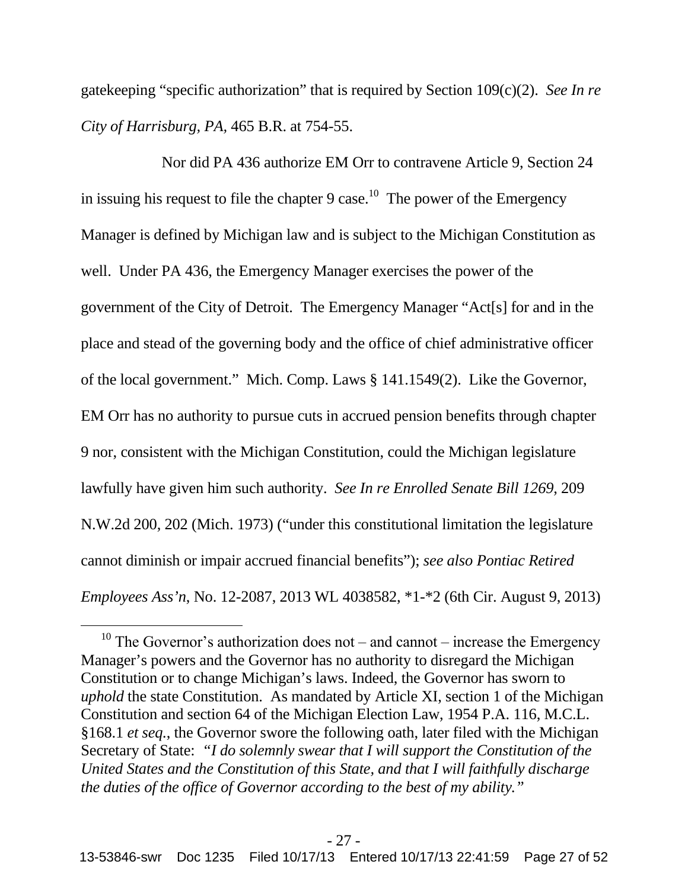gatekeeping "specific authorization" that is required by Section 109(c)(2). *See In re City of Harrisburg, PA*, 465 B.R. at 754-55.

Nor did PA 436 authorize EM Orr to contravene Article 9, Section 24 in issuing his request to file the chapter 9 case.[10] The power of the Emergency Manager is defined by Michigan law and is subject to the Michigan Constitution as well. Under PA 436, the Emergency Manager exercises the power of the government of the City of Detroit. The Emergency Manager "Act[s] for and in the place and stead of the governing body and the office of chief administrative officer of the local government." Mich. Comp. Laws § 141.1549(2). Like the Governor, EM Orr has no authority to pursue cuts in accrued pension benefits through chapter 9 nor, consistent with the Michigan Constitution, could the Michigan legislature lawfully have given him such authority. *See In re Enrolled Senate Bill 1269*, 209 N.W.2d 200, 202 (Mich. 1973) ("under this constitutional limitation the legislature cannot diminish or impair accrued financial benefits"); *see also Pontiac Retired Employees Ass'n*, No. 12-2087, 2013 WL 4038582, \*1-\*2 (6th Cir. August 9, 2013)

---

[10] The Governor's authorization does not – and cannot – increase the Emergency Manager's powers and the Governor has no authority to disregard the Michigan Constitution or to change Michigan's laws. Indeed, the Governor has sworn to *uphold* the state Constitution. As mandated by Article XI, section 1 of the Michigan Constitution and section 64 of the Michigan Election Law, 1954 P.A. 116, M.C.L. §168.1 *et seq.*, the Governor swore the following oath, later filed with the Michigan Secretary of State: "*I do solemnly swear that I will support the Constitution of the United States and the Constitution of this State, and that I will faithfully discharge the duties of the office of Governor according to the best of my ability.*"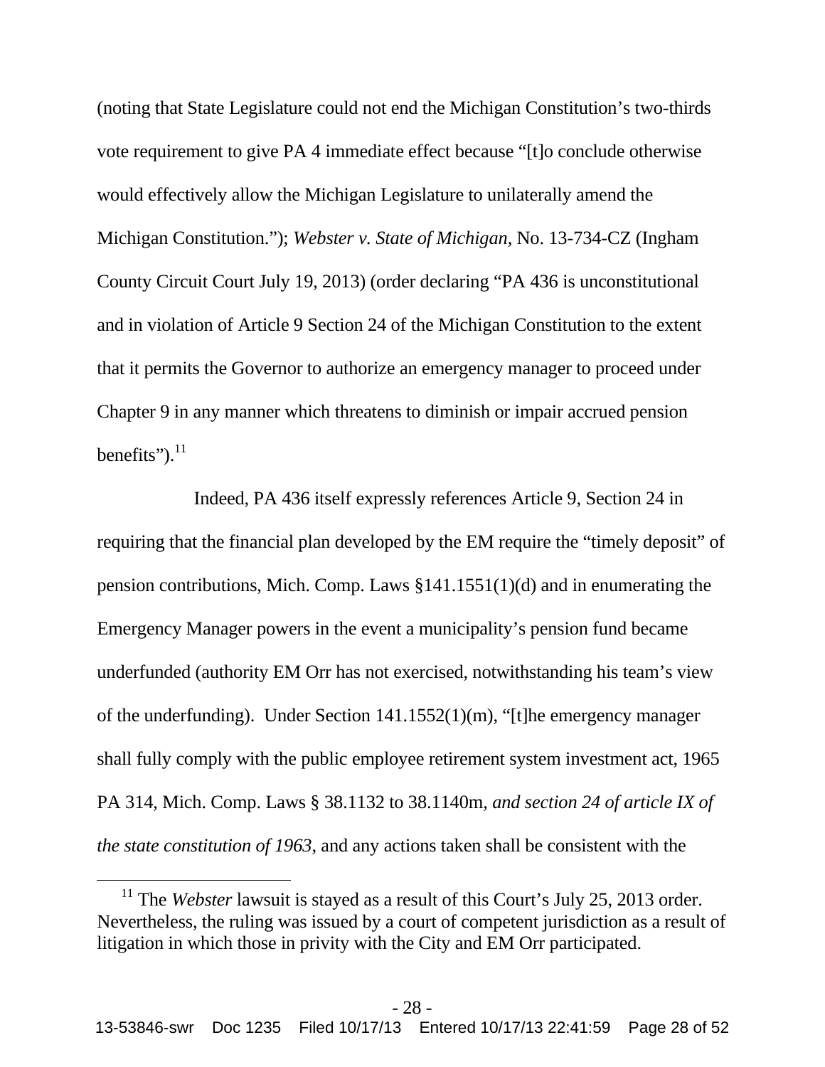(noting that State Legislature could not end the Michigan Constitution's two-thirds vote requirement to give PA 4 immediate effect because "[t]o conclude otherwise would effectively allow the Michigan Legislature to unilaterally amend the Michigan Constitution."); *Webster v. State of Michigan*, No. 13-734-CZ (Ingham County Circuit Court July 19, 2013) (order declaring "PA 436 is unconstitutional and in violation of Article 9 Section 24 of the Michigan Constitution to the extent that it permits the Governor to authorize an emergency manager to proceed under Chapter 9 in any manner which threatens to diminish or impair accrued pension benefits").[11]

Indeed, PA 436 itself expressly references Article 9, Section 24 in requiring that the financial plan developed by the EM require the "timely deposit" of pension contributions, Mich. Comp. Laws §141.1551(1)(d) and in enumerating the Emergency Manager powers in the event a municipality's pension fund became underfunded (authority EM Orr has not exercised, notwithstanding his team's view of the underfunding). Under Section 141.1552(1)(m), "[t]he emergency manager shall fully comply with the public employee retirement system investment act, 1965 PA 314, Mich. Comp. Laws § 38.1132 to 38.1140m, *and section 24 of article IX of the state constitution of 1963,* and any actions taken shall be consistent with the

[11] The *Webster* lawsuit is stayed as a result of this Court's July 25, 2013 order. Nevertheless, the ruling was issued by a court of competent jurisdiction as a result of litigation in which those in privity with the City and EM Orr participated.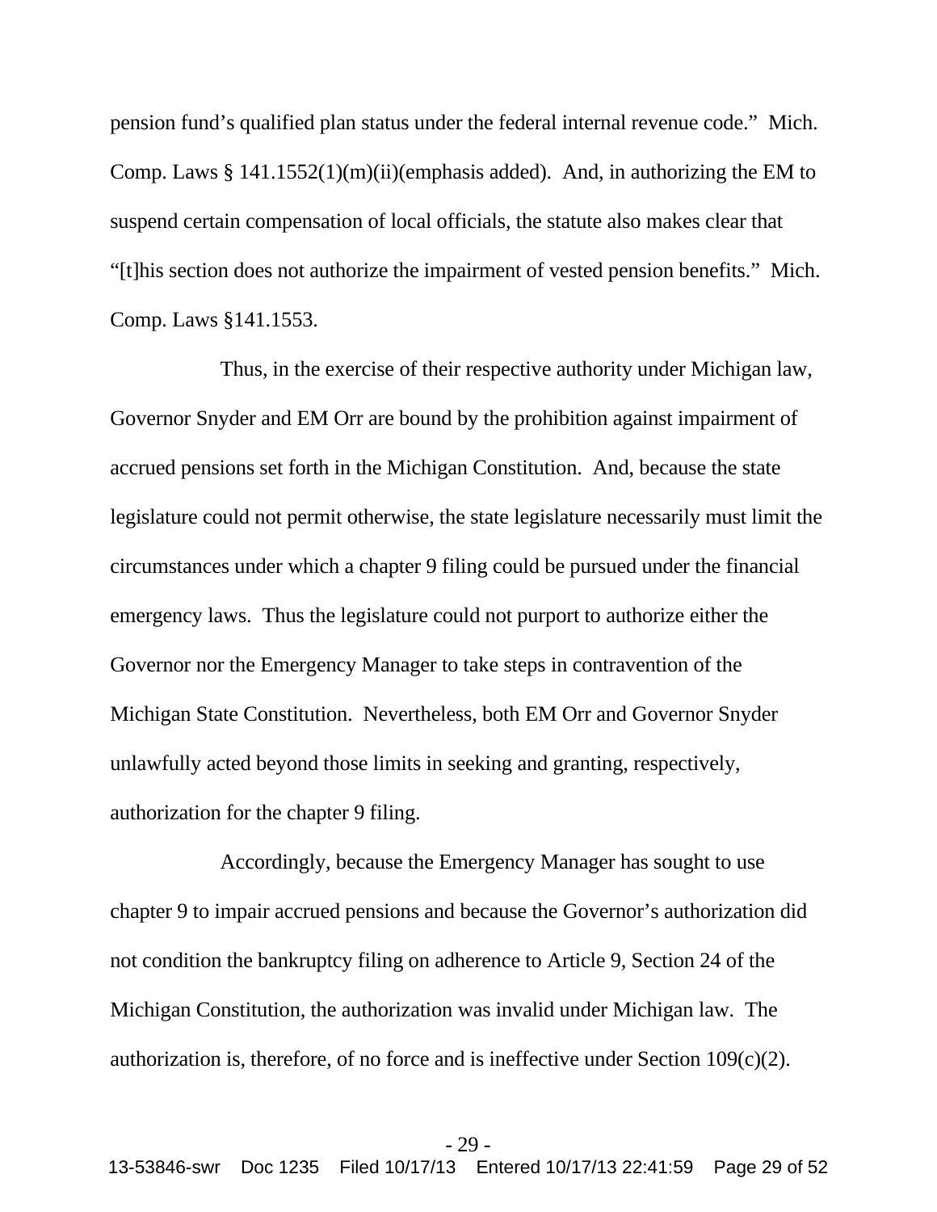pension fund's qualified plan status under the federal internal revenue code." Mich. Comp. Laws § 141.1552(1)(m)(ii)(emphasis added). And, in authorizing the EM to suspend certain compensation of local officials, the statute also makes clear that "[t]his section does not authorize the impairment of vested pension benefits." Mich. Comp. Laws §141.1553.

Thus, in the exercise of their respective authority under Michigan law, Governor Snyder and EM Orr are bound by the prohibition against impairment of accrued pensions set forth in the Michigan Constitution. And, because the state legislature could not permit otherwise, the state legislature necessarily must limit the circumstances under which a chapter 9 filing could be pursued under the financial emergency laws. Thus the legislature could not purport to authorize either the Governor nor the Emergency Manager to take steps in contravention of the Michigan State Constitution. Nevertheless, both EM Orr and Governor Snyder unlawfully acted beyond those limits in seeking and granting, respectively, authorization for the chapter 9 filing.

Accordingly, because the Emergency Manager has sought to use chapter 9 to impair accrued pensions and because the Governor's authorization did not condition the bankruptcy filing on adherence to Article 9, Section 24 of the Michigan Constitution, the authorization was invalid under Michigan law. The authorization is, therefore, of no force and is ineffective under Section 109(c)(2).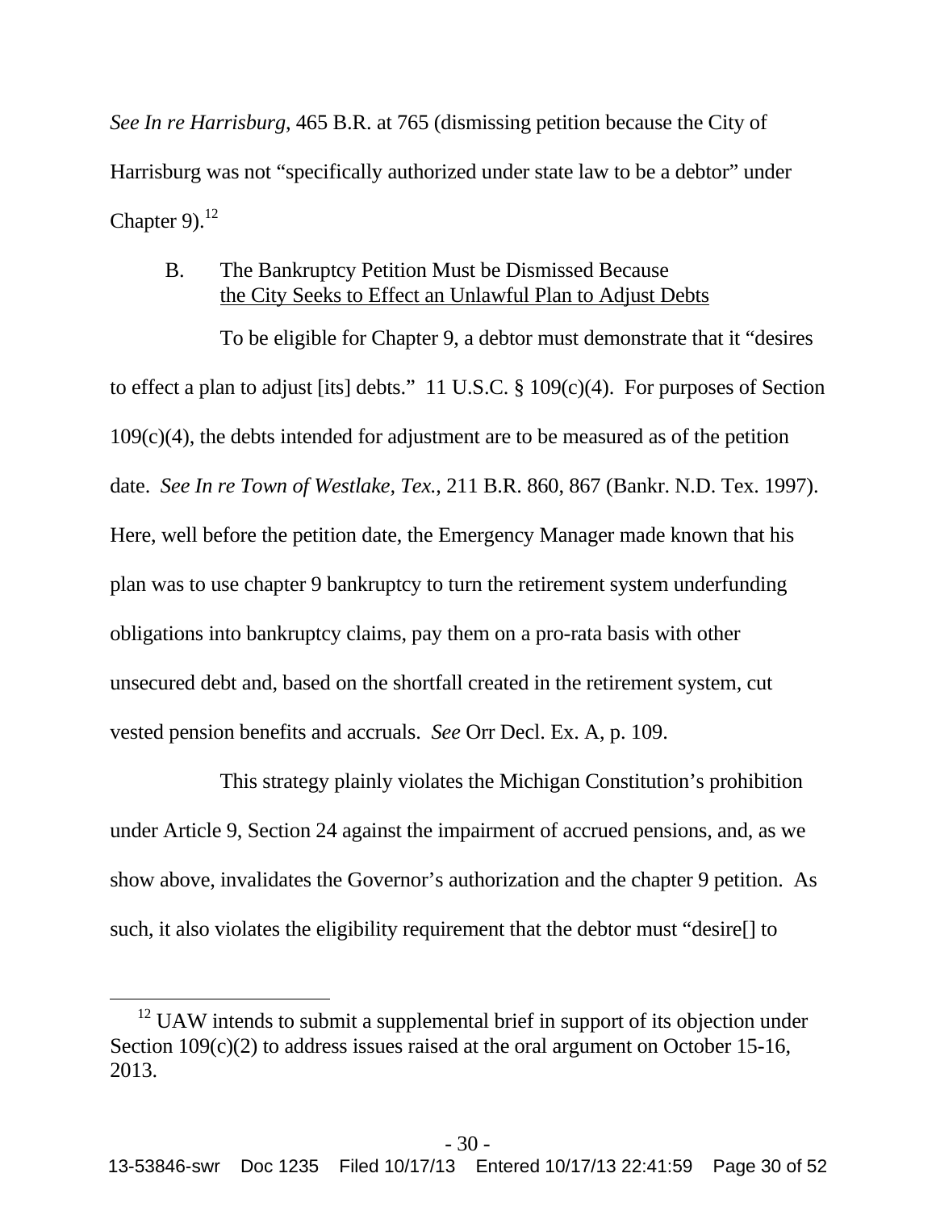*See In re Harrisburg*, 465 B.R. at 765 (dismissing petition because the City of Harrisburg was not "specifically authorized under state law to be a debtor" under Chapter 9).[12]

### B. The Bankruptcy Petition Must be Dismissed Because the City Seeks to Effect an Unlawful Plan to Adjust Debts

To be eligible for Chapter 9, a debtor must demonstrate that it "desires to effect a plan to adjust [its] debts." 11 U.S.C. § 109(c)(4). For purposes of Section 109(c)(4), the debts intended for adjustment are to be measured as of the petition date. *See In re Town of Westlake, Tex.*, 211 B.R. 860, 867 (Bankr. N.D. Tex. 1997). Here, well before the petition date, the Emergency Manager made known that his plan was to use chapter 9 bankruptcy to turn the retirement system underfunding obligations into bankruptcy claims, pay them on a pro-rata basis with other unsecured debt and, based on the shortfall created in the retirement system, cut vested pension benefits and accruals. *See* Orr Decl. Ex. A, p. 109.

This strategy plainly violates the Michigan Constitution's prohibition under Article 9, Section 24 against the impairment of accrued pensions, and, as we show above, invalidates the Governor's authorization and the chapter 9 petition. As such, it also violates the eligibility requirement that the debtor must "desire[] to

[12] UAW intends to submit a supplemental brief in support of its objection under Section 109(c)(2) to address issues raised at the oral argument on October 15-16, 2013.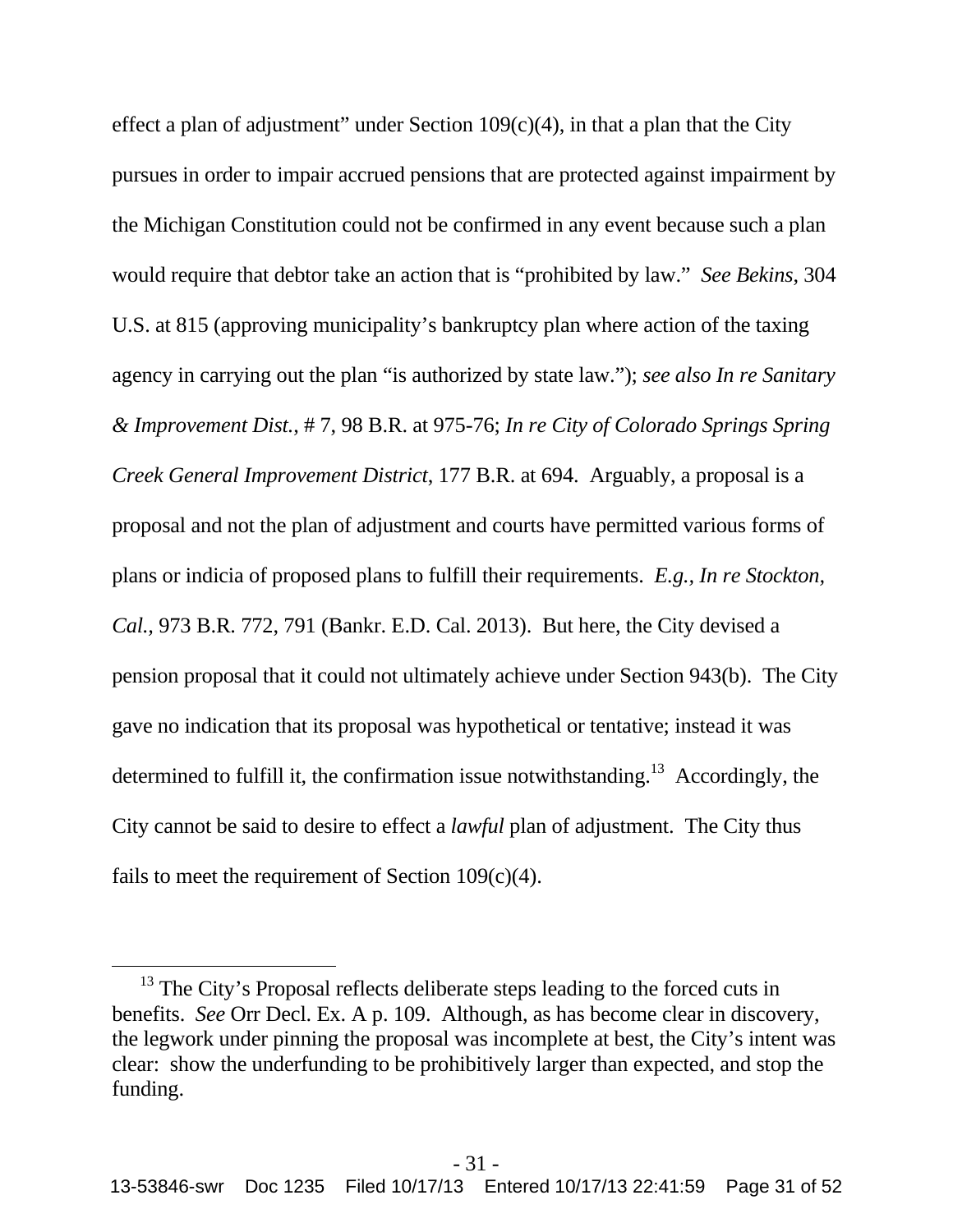effect a plan of adjustment" under Section 109(c)(4), in that a plan that the City pursues in order to impair accrued pensions that are protected against impairment by the Michigan Constitution could not be confirmed in any event because such a plan would require that debtor take an action that is "prohibited by law." *See Bekins*, 304 U.S. at 815 (approving municipality's bankruptcy plan where action of the taxing agency in carrying out the plan "is authorized by state law."); *see also In re Sanitary & Improvement Dist.*, # 7, 98 B.R. at 975-76; *In re City of Colorado Springs Spring Creek General Improvement District*, 177 B.R. at 694. Arguably, a proposal is a proposal and not the plan of adjustment and courts have permitted various forms of plans or indicia of proposed plans to fulfill their requirements. *E.g.*, *In re Stockton, Cal.*, 973 B.R. 772, 791 (Bankr. E.D. Cal. 2013). But here, the City devised a pension proposal that it could not ultimately achieve under Section 943(b). The City gave no indication that its proposal was hypothetical or tentative; instead it was determined to fulfill it, the confirmation issue notwithstanding.[13] Accordingly, the City cannot be said to desire to effect a *lawful* plan of adjustment. The City thus fails to meet the requirement of Section 109(c)(4).

---

[13] The City's Proposal reflects deliberate steps leading to the forced cuts in benefits. *See* Orr Decl. Ex. A p. 109. Although, as has become clear in discovery, the legwork under pinning the proposal was incomplete at best, the City's intent was clear: show the underfunding to be prohibitively larger than expected, and stop the funding.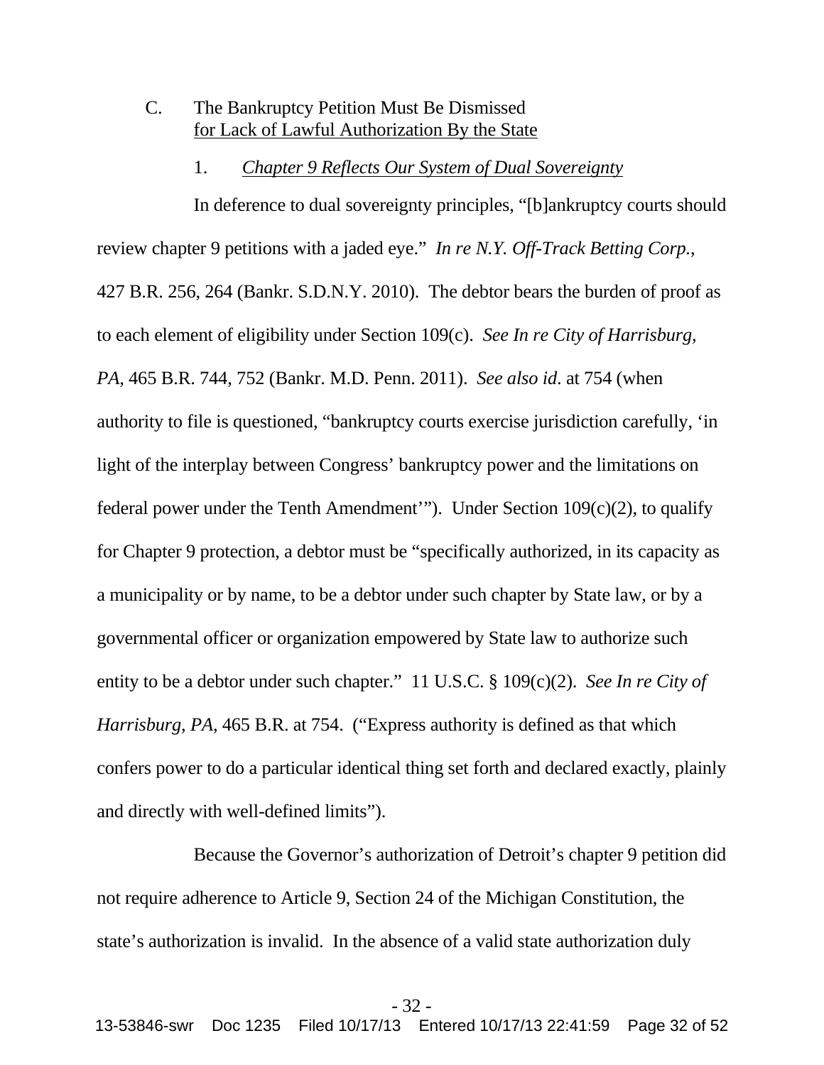### C. The Bankruptcy Petition Must Be Dismissed for Lack of Lawful Authorization By the State

#### 1. *Chapter 9 Reflects Our System of Dual Sovereignty*

In deference to dual sovereignty principles, "[b]ankruptcy courts should review chapter 9 petitions with a jaded eye." *In re N.Y. Off-Track Betting Corp.*, 427 B.R. 256, 264 (Bankr. S.D.N.Y. 2010). The debtor bears the burden of proof as to each element of eligibility under Section 109(c). *See In re City of Harrisburg, PA*, 465 B.R. 744, 752 (Bankr. M.D. Penn. 2011). *See also id*. at 754 (when authority to file is questioned, "bankruptcy courts exercise jurisdiction carefully, 'in light of the interplay between Congress' bankruptcy power and the limitations on federal power under the Tenth Amendment'"). Under Section 109(c)(2), to qualify for Chapter 9 protection, a debtor must be "specifically authorized, in its capacity as a municipality or by name, to be a debtor under such chapter by State law, or by a governmental officer or organization empowered by State law to authorize such entity to be a debtor under such chapter." 11 U.S.C. § 109(c)(2). *See In re City of Harrisburg, PA*, 465 B.R. at 754. ("Express authority is defined as that which confers power to do a particular identical thing set forth and declared exactly, plainly and directly with well-defined limits").

Because the Governor's authorization of Detroit's chapter 9 petition did not require adherence to Article 9, Section 24 of the Michigan Constitution, the state's authorization is invalid. In the absence of a valid state authorization duly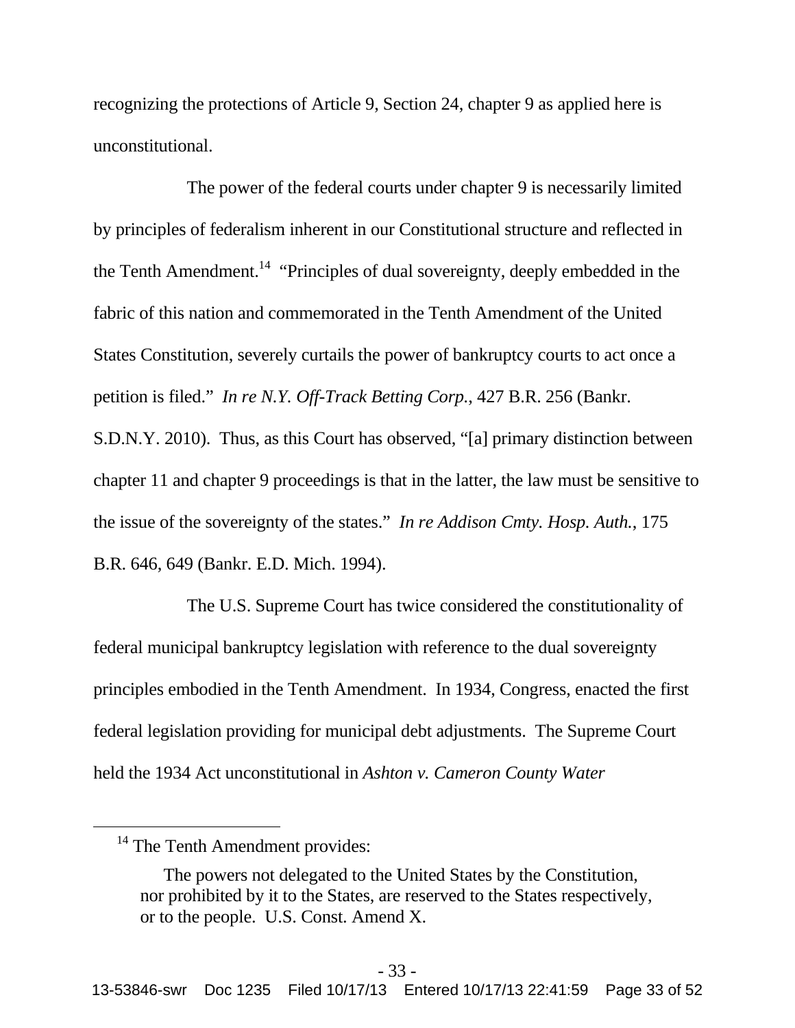recognizing the protections of Article 9, Section 24, chapter 9 as applied here is unconstitutional.

The power of the federal courts under chapter 9 is necessarily limited by principles of federalism inherent in our Constitutional structure and reflected in the Tenth Amendment.[14] "Principles of dual sovereignty, deeply embedded in the fabric of this nation and commemorated in the Tenth Amendment of the United States Constitution, severely curtails the power of bankruptcy courts to act once a petition is filed." *In re N.Y. Off-Track Betting Corp.*, 427 B.R. 256 (Bankr. S.D.N.Y. 2010). Thus, as this Court has observed, "[a] primary distinction between chapter 11 and chapter 9 proceedings is that in the latter, the law must be sensitive to the issue of the sovereignty of the states." *In re Addison Cmty. Hosp. Auth.*, 175 B.R. 646, 649 (Bankr. E.D. Mich. 1994).

The U.S. Supreme Court has twice considered the constitutionality of federal municipal bankruptcy legislation with reference to the dual sovereignty principles embodied in the Tenth Amendment. In 1934, Congress, enacted the first federal legislation providing for municipal debt adjustments. The Supreme Court held the 1934 Act unconstitutional in *Ashton v. Cameron County Water*

---

[14] The Tenth Amendment provides:

> The powers not delegated to the United States by the Constitution, nor prohibited by it to the States, are reserved to the States respectively, or to the people. U.S. Const. Amend X.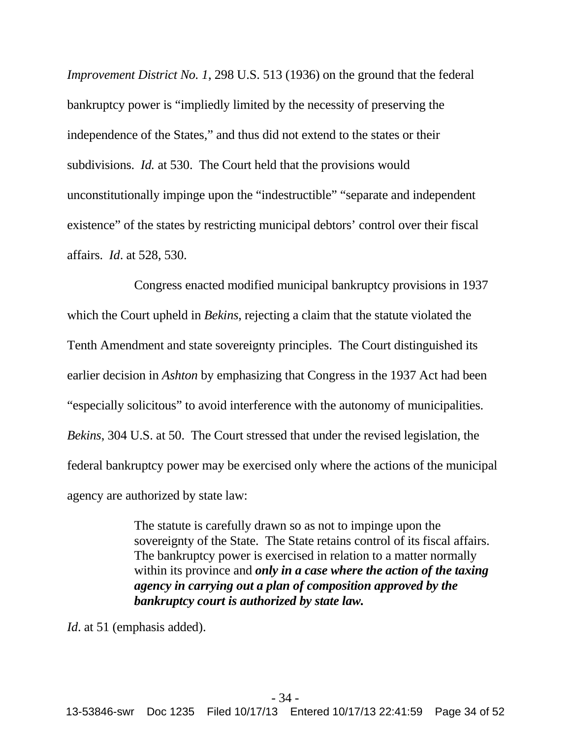*Improvement District No. 1*, 298 U.S. 513 (1936) on the ground that the federal bankruptcy power is "impliedly limited by the necessity of preserving the independence of the States," and thus did not extend to the states or their subdivisions. *Id.* at 530. The Court held that the provisions would unconstitutionally impinge upon the "indestructible" "separate and independent existence" of the states by restricting municipal debtors' control over their fiscal affairs. *Id*. at 528, 530.

Congress enacted modified municipal bankruptcy provisions in 1937 which the Court upheld in *Bekins*, rejecting a claim that the statute violated the Tenth Amendment and state sovereignty principles. The Court distinguished its earlier decision in *Ashton* by emphasizing that Congress in the 1937 Act had been "especially solicitous" to avoid interference with the autonomy of municipalities. *Bekins*, 304 U.S. at 50. The Court stressed that under the revised legislation, the federal bankruptcy power may be exercised only where the actions of the municipal agency are authorized by state law:

> The statute is carefully drawn so as not to impinge upon the sovereignty of the State. The State retains control of its fiscal affairs. The bankruptcy power is exercised in relation to a matter normally within its province and ***only in a case where the action of the taxing agency in carrying out a plan of composition approved by the bankruptcy court is authorized by state law.***

*Id*. at 51 (emphasis added).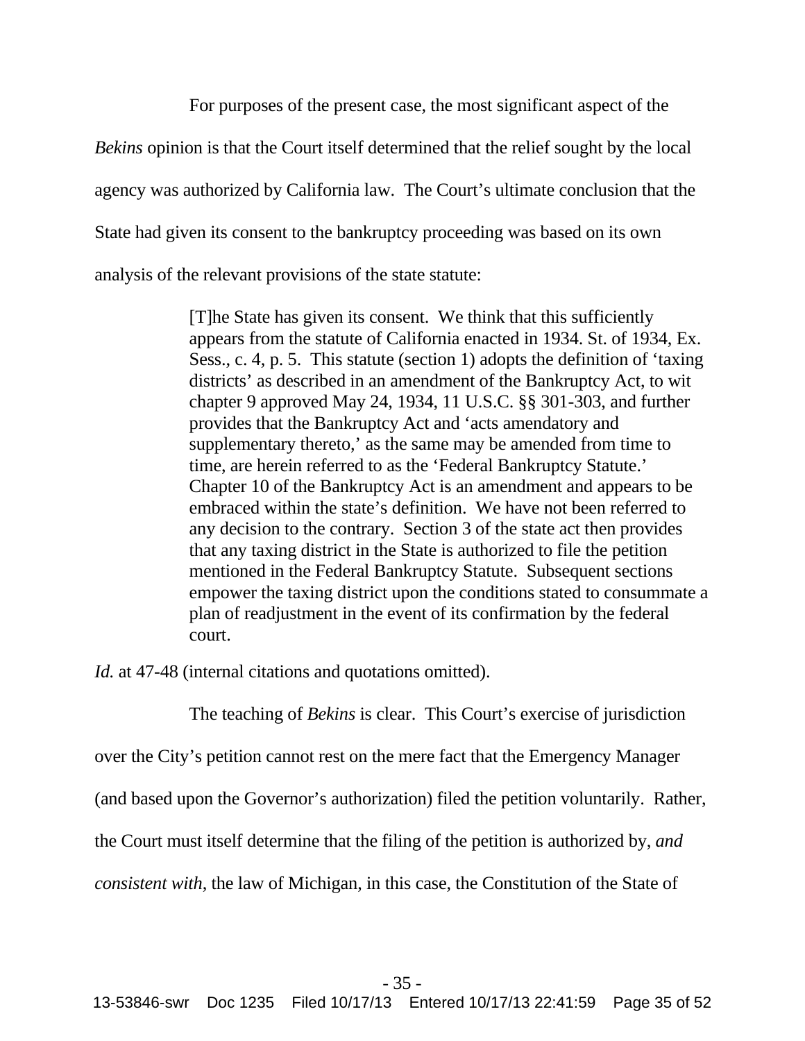For purposes of the present case, the most significant aspect of the *Bekins* opinion is that the Court itself determined that the relief sought by the local agency was authorized by California law. The Court's ultimate conclusion that the State had given its consent to the bankruptcy proceeding was based on its own analysis of the relevant provisions of the state statute:

> [T]he State has given its consent. We think that this sufficiently appears from the statute of California enacted in 1934. St. of 1934, Ex. Sess., c. 4, p. 5. This statute (section 1) adopts the definition of 'taxing districts' as described in an amendment of the Bankruptcy Act, to wit chapter 9 approved May 24, 1934, 11 U.S.C. §§ 301-303, and further provides that the Bankruptcy Act and 'acts amendatory and supplementary thereto,' as the same may be amended from time to time, are herein referred to as the 'Federal Bankruptcy Statute.' Chapter 10 of the Bankruptcy Act is an amendment and appears to be embraced within the state's definition. We have not been referred to any decision to the contrary. Section 3 of the state act then provides that any taxing district in the State is authorized to file the petition mentioned in the Federal Bankruptcy Statute. Subsequent sections empower the taxing district upon the conditions stated to consummate a plan of readjustment in the event of its confirmation by the federal court.

*Id.* at 47-48 (internal citations and quotations omitted).

The teaching of *Bekins* is clear. This Court's exercise of jurisdiction over the City's petition cannot rest on the mere fact that the Emergency Manager (and based upon the Governor's authorization) filed the petition voluntarily. Rather, the Court must itself determine that the filing of the petition is authorized by, *and consistent with*, the law of Michigan, in this case, the Constitution of the State of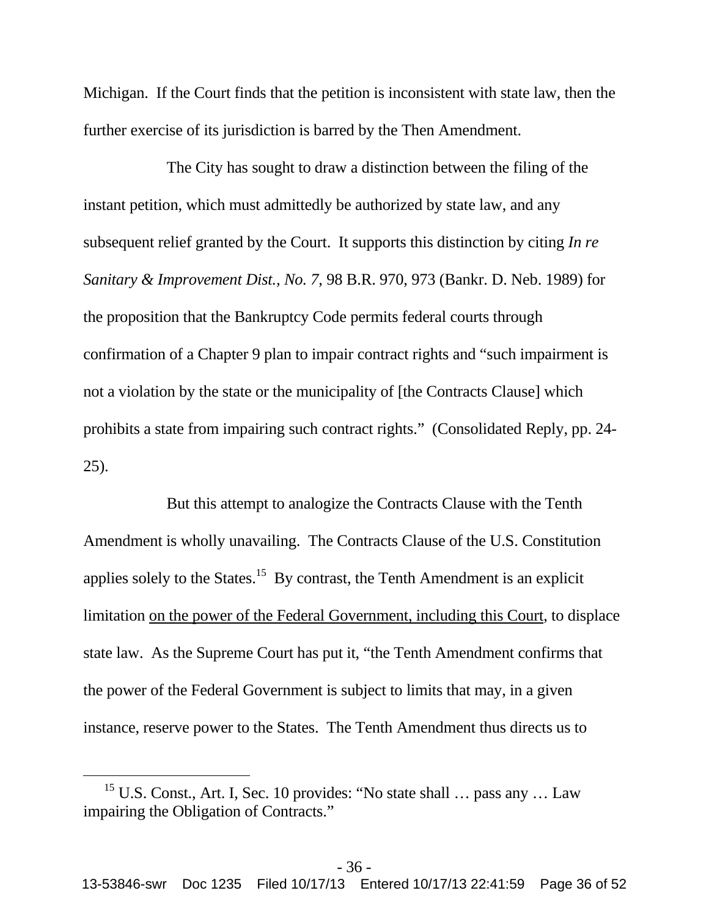Michigan. If the Court finds that the petition is inconsistent with state law, then the further exercise of its jurisdiction is barred by the Then Amendment.

The City has sought to draw a distinction between the filing of the instant petition, which must admittedly be authorized by state law, and any subsequent relief granted by the Court. It supports this distinction by citing *In re Sanitary & Improvement Dist., No. 7,* 98 B.R. 970, 973 (Bankr. D. Neb. 1989) for the proposition that the Bankruptcy Code permits federal courts through confirmation of a Chapter 9 plan to impair contract rights and "such impairment is not a violation by the state or the municipality of [the Contracts Clause] which prohibits a state from impairing such contract rights." (Consolidated Reply, pp. 24-25).

But this attempt to analogize the Contracts Clause with the Tenth Amendment is wholly unavailing. The Contracts Clause of the U.S. Constitution applies solely to the States.[15] By contrast, the Tenth Amendment is an explicit limitation <u>on the power of the Federal Government, including this Court</u>, to displace state law. As the Supreme Court has put it, "the Tenth Amendment confirms that the power of the Federal Government is subject to limits that may, in a given instance, reserve power to the States. The Tenth Amendment thus directs us to

---

[15] U.S. Const., Art. I, Sec. 10 provides: "No state shall … pass any … Law impairing the Obligation of Contracts."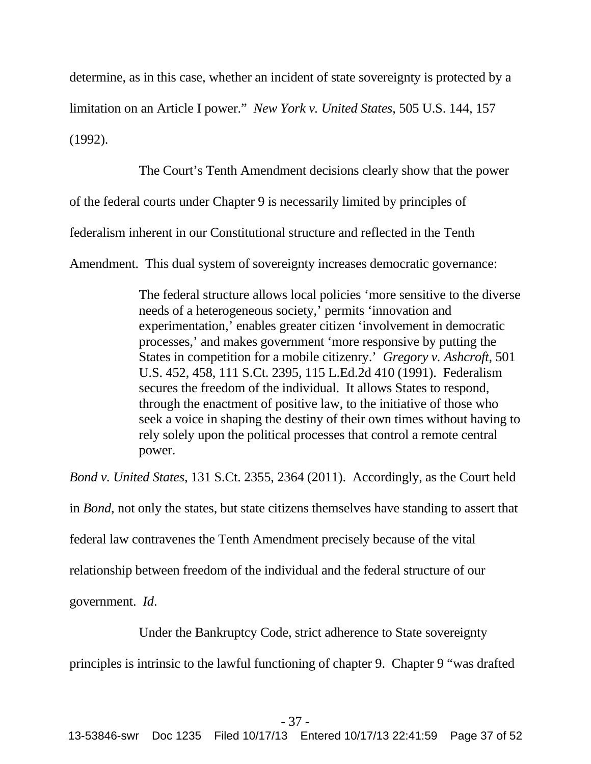determine, as in this case, whether an incident of state sovereignty is protected by a limitation on an Article I power." *New York v. United States*, 505 U.S. 144, 157 (1992).

The Court's Tenth Amendment decisions clearly show that the power of the federal courts under Chapter 9 is necessarily limited by principles of federalism inherent in our Constitutional structure and reflected in the Tenth Amendment. This dual system of sovereignty increases democratic governance:

> The federal structure allows local policies 'more sensitive to the diverse needs of a heterogeneous society,' permits 'innovation and experimentation,' enables greater citizen 'involvement in democratic processes,' and makes government 'more responsive by putting the States in competition for a mobile citizenry.' *Gregory v. Ashcroft*, 501 U.S. 452, 458, 111 S.Ct. 2395, 115 L.Ed.2d 410 (1991). Federalism secures the freedom of the individual. It allows States to respond, through the enactment of positive law, to the initiative of those who seek a voice in shaping the destiny of their own times without having to rely solely upon the political processes that control a remote central power.

*Bond v. United States*, 131 S.Ct. 2355, 2364 (2011). Accordingly, as the Court held in *Bond*, not only the states, but state citizens themselves have standing to assert that federal law contravenes the Tenth Amendment precisely because of the vital relationship between freedom of the individual and the federal structure of our government. *Id*.

Under the Bankruptcy Code, strict adherence to State sovereignty principles is intrinsic to the lawful functioning of chapter 9. Chapter 9 "was drafted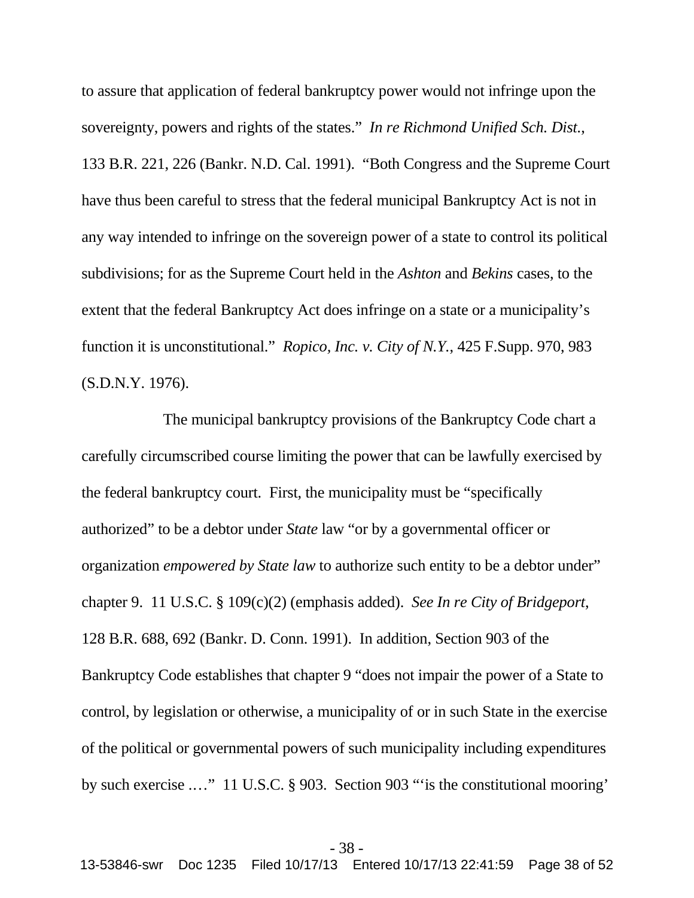to assure that application of federal bankruptcy power would not infringe upon the sovereignty, powers and rights of the states." *In re Richmond Unified Sch. Dist.*, 133 B.R. 221, 226 (Bankr. N.D. Cal. 1991). "Both Congress and the Supreme Court have thus been careful to stress that the federal municipal Bankruptcy Act is not in any way intended to infringe on the sovereign power of a state to control its political subdivisions; for as the Supreme Court held in the *Ashton* and *Bekins* cases, to the extent that the federal Bankruptcy Act does infringe on a state or a municipality's function it is unconstitutional." *Ropico, Inc. v. City of N.Y.*, 425 F.Supp. 970, 983 (S.D.N.Y. 1976).

The municipal bankruptcy provisions of the Bankruptcy Code chart a carefully circumscribed course limiting the power that can be lawfully exercised by the federal bankruptcy court. First, the municipality must be "specifically authorized" to be a debtor under *State* law "or by a governmental officer or organization *empowered by State law* to authorize such entity to be a debtor under" chapter 9. 11 U.S.C. § 109(c)(2) (emphasis added). *See In re City of Bridgeport*, 128 B.R. 688, 692 (Bankr. D. Conn. 1991). In addition, Section 903 of the Bankruptcy Code establishes that chapter 9 "does not impair the power of a State to control, by legislation or otherwise, a municipality of or in such State in the exercise of the political or governmental powers of such municipality including expenditures by such exercise .…" 11 U.S.C. § 903. Section 903 "'is the constitutional mooring'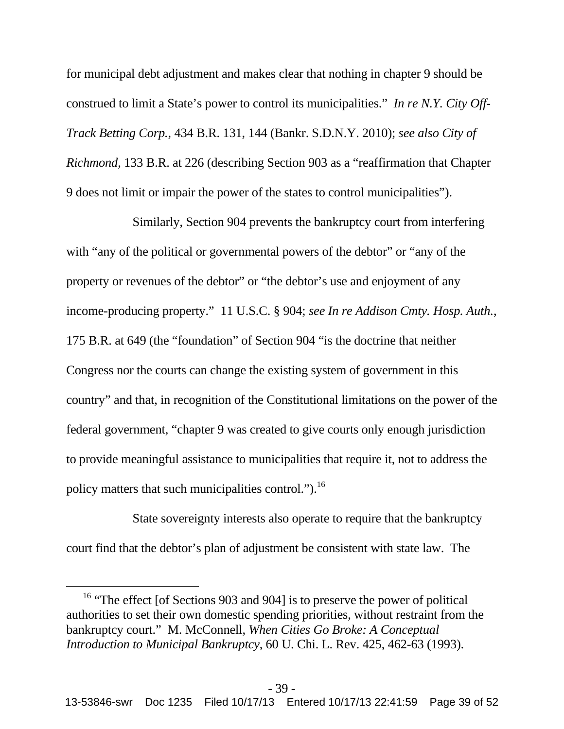for municipal debt adjustment and makes clear that nothing in chapter 9 should be construed to limit a State's power to control its municipalities." *In re N.Y. City Off-Track Betting Corp.*, 434 B.R. 131, 144 (Bankr. S.D.N.Y. 2010); *see also City of Richmond*, 133 B.R. at 226 (describing Section 903 as a "reaffirmation that Chapter 9 does not limit or impair the power of the states to control municipalities").

Similarly, Section 904 prevents the bankruptcy court from interfering with "any of the political or governmental powers of the debtor" or "any of the property or revenues of the debtor" or "the debtor's use and enjoyment of any income-producing property." 11 U.S.C. § 904; *see In re Addison Cmty. Hosp. Auth.*, 175 B.R. at 649 (the "foundation" of Section 904 "is the doctrine that neither Congress nor the courts can change the existing system of government in this country" and that, in recognition of the Constitutional limitations on the power of the federal government, "chapter 9 was created to give courts only enough jurisdiction to provide meaningful assistance to municipalities that require it, not to address the policy matters that such municipalities control.").[16]

State sovereignty interests also operate to require that the bankruptcy court find that the debtor's plan of adjustment be consistent with state law. The

---

[16] "The effect [of Sections 903 and 904] is to preserve the power of political authorities to set their own domestic spending priorities, without restraint from the bankruptcy court." M. McConnell, *When Cities Go Broke: A Conceptual Introduction to Municipal Bankruptcy*, 60 U. Chi. L. Rev. 425, 462-63 (1993).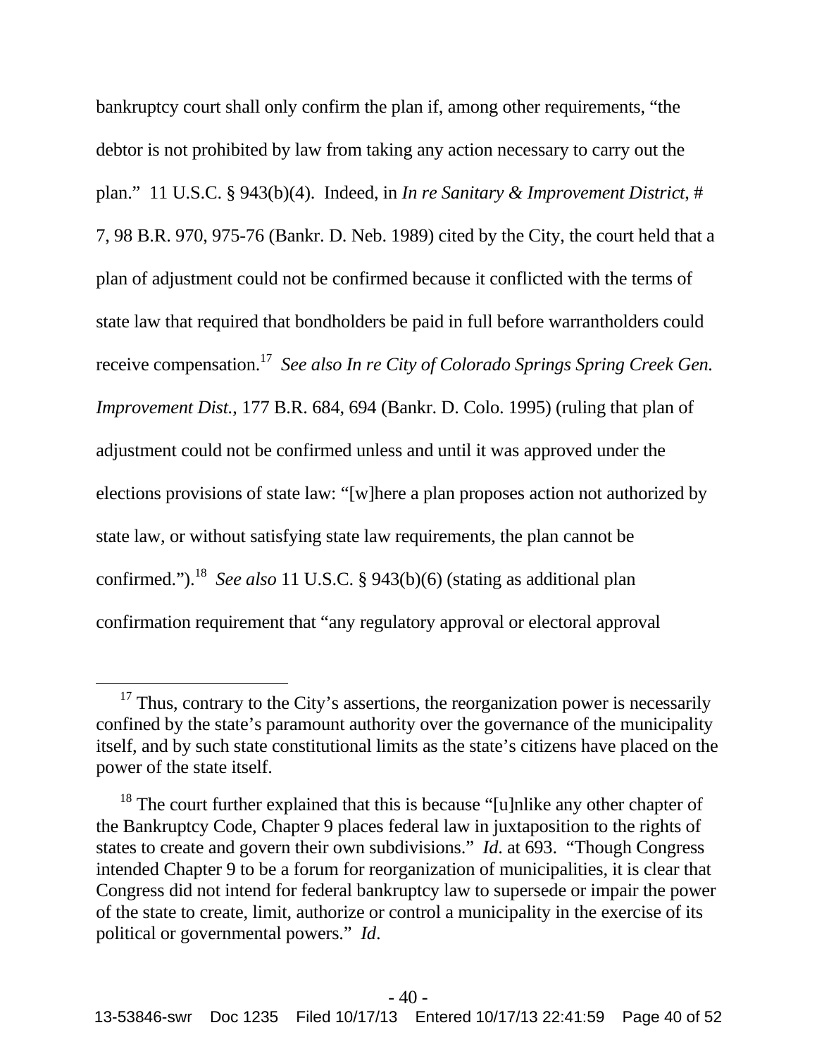bankruptcy court shall only confirm the plan if, among other requirements, "the debtor is not prohibited by law from taking any action necessary to carry out the plan." 11 U.S.C. § 943(b)(4). Indeed, in *In re Sanitary & Improvement District, # 7*, 98 B.R. 970, 975-76 (Bankr. D. Neb. 1989) cited by the City, the court held that a plan of adjustment could not be confirmed because it conflicted with the terms of state law that required that bondholders be paid in full before warrantholders could receive compensation.[17] *See also In re City of Colorado Springs Spring Creek Gen. Improvement Dist.*, 177 B.R. 684, 694 (Bankr. D. Colo. 1995) (ruling that plan of adjustment could not be confirmed unless and until it was approved under the elections provisions of state law: "[w]here a plan proposes action not authorized by state law, or without satisfying state law requirements, the plan cannot be confirmed.").[18] *See also* 11 U.S.C. § 943(b)(6) (stating as additional plan confirmation requirement that "any regulatory approval or electoral approval

---

[17] Thus, contrary to the City's assertions, the reorganization power is necessarily confined by the state's paramount authority over the governance of the municipality itself, and by such state constitutional limits as the state's citizens have placed on the power of the state itself.

[18] The court further explained that this is because "[u]nlike any other chapter of the Bankruptcy Code, Chapter 9 places federal law in juxtaposition to the rights of states to create and govern their own subdivisions." *Id*. at 693. "Though Congress intended Chapter 9 to be a forum for reorganization of municipalities, it is clear that Congress did not intend for federal bankruptcy law to supersede or impair the power of the state to create, limit, authorize or control a municipality in the exercise of its political or governmental powers." *Id*.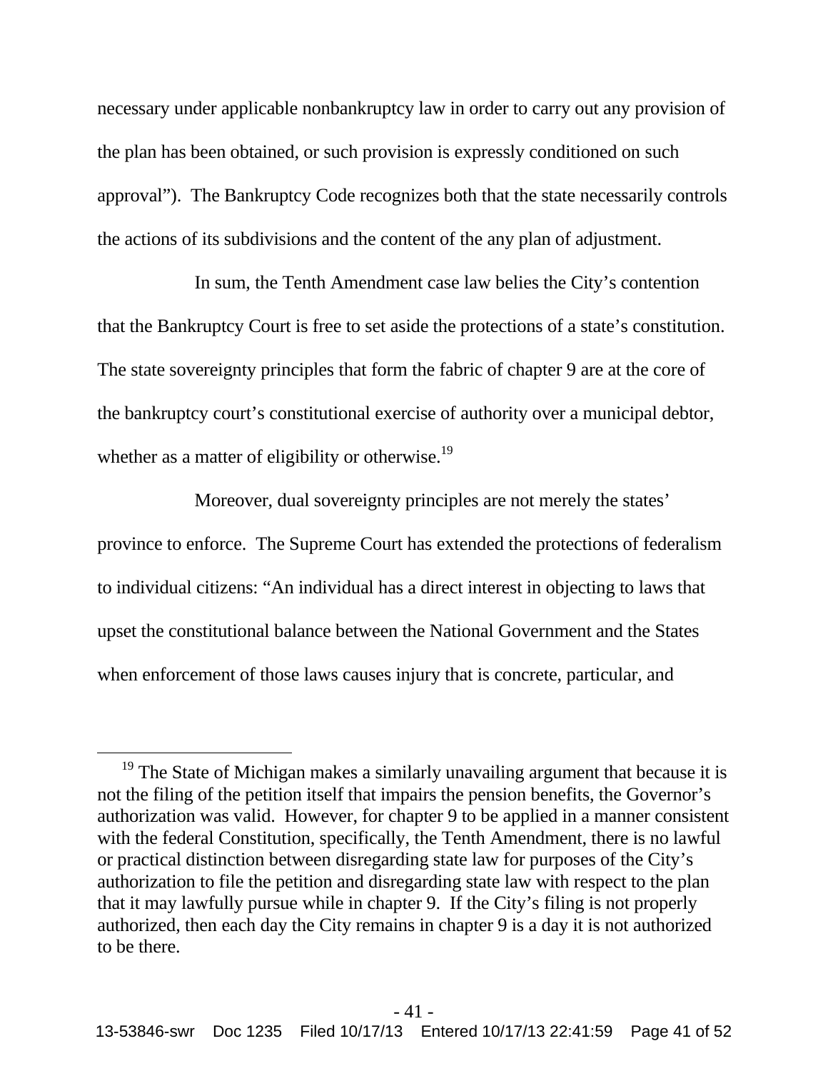necessary under applicable nonbankruptcy law in order to carry out any provision of the plan has been obtained, or such provision is expressly conditioned on such approval"). The Bankruptcy Code recognizes both that the state necessarily controls the actions of its subdivisions and the content of the any plan of adjustment.

In sum, the Tenth Amendment case law belies the City's contention that the Bankruptcy Court is free to set aside the protections of a state's constitution. The state sovereignty principles that form the fabric of chapter 9 are at the core of the bankruptcy court's constitutional exercise of authority over a municipal debtor, whether as a matter of eligibility or otherwise.[19]

Moreover, dual sovereignty principles are not merely the states' province to enforce. The Supreme Court has extended the protections of federalism to individual citizens: "An individual has a direct interest in objecting to laws that upset the constitutional balance between the National Government and the States when enforcement of those laws causes injury that is concrete, particular, and

---

[19] The State of Michigan makes a similarly unavailing argument that because it is not the filing of the petition itself that impairs the pension benefits, the Governor's authorization was valid. However, for chapter 9 to be applied in a manner consistent with the federal Constitution, specifically, the Tenth Amendment, there is no lawful or practical distinction between disregarding state law for purposes of the City's authorization to file the petition and disregarding state law with respect to the plan that it may lawfully pursue while in chapter 9. If the City's filing is not properly authorized, then each day the City remains in chapter 9 is a day it is not authorized to be there.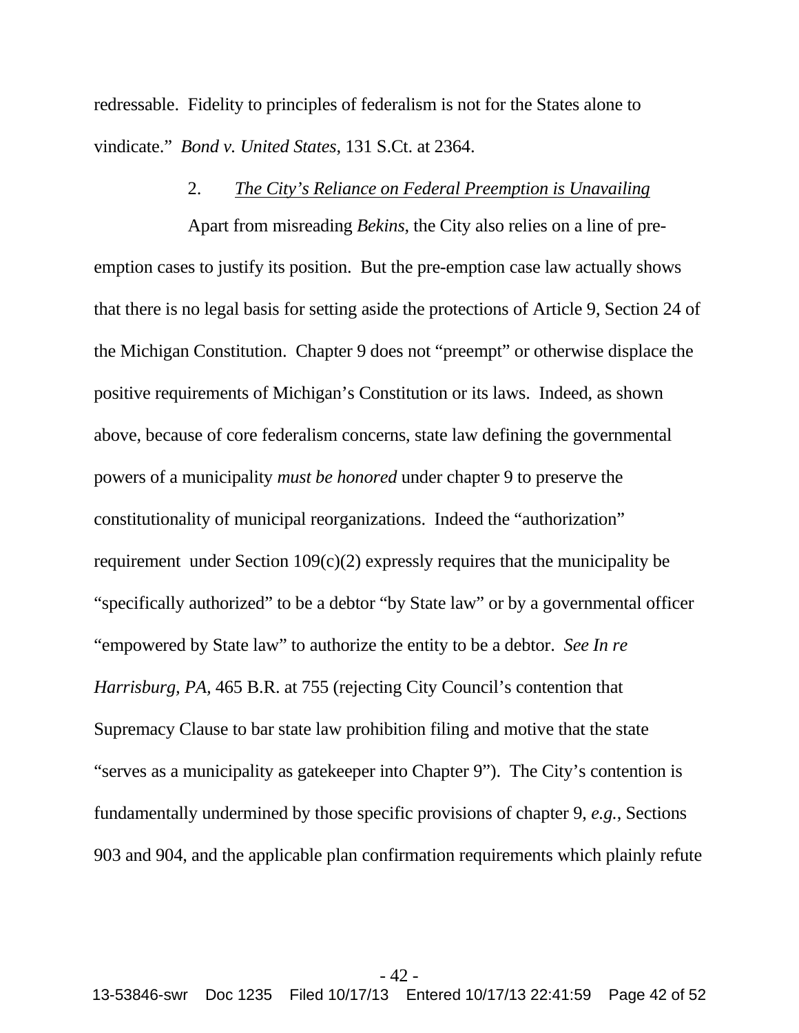redressable. Fidelity to principles of federalism is not for the States alone to vindicate." *Bond v. United States*, 131 S.Ct. at 2364.

2. *The City's Reliance on Federal Preemption is Unavailing*

Apart from misreading *Bekins*, the City also relies on a line of pre-emption cases to justify its position. But the pre-emption case law actually shows that there is no legal basis for setting aside the protections of Article 9, Section 24 of the Michigan Constitution. Chapter 9 does not "preempt" or otherwise displace the positive requirements of Michigan's Constitution or its laws. Indeed, as shown above, because of core federalism concerns, state law defining the governmental powers of a municipality *must be honored* under chapter 9 to preserve the constitutionality of municipal reorganizations. Indeed the "authorization" requirement under Section 109(c)(2) expressly requires that the municipality be "specifically authorized" to be a debtor "by State law" or by a governmental officer "empowered by State law" to authorize the entity to be a debtor. *See In re Harrisburg, PA*, 465 B.R. at 755 (rejecting City Council's contention that Supremacy Clause to bar state law prohibition filing and motive that the state "serves as a municipality as gatekeeper into Chapter 9"). The City's contention is fundamentally undermined by those specific provisions of chapter 9, *e.g.*, Sections 903 and 904, and the applicable plan confirmation requirements which plainly refute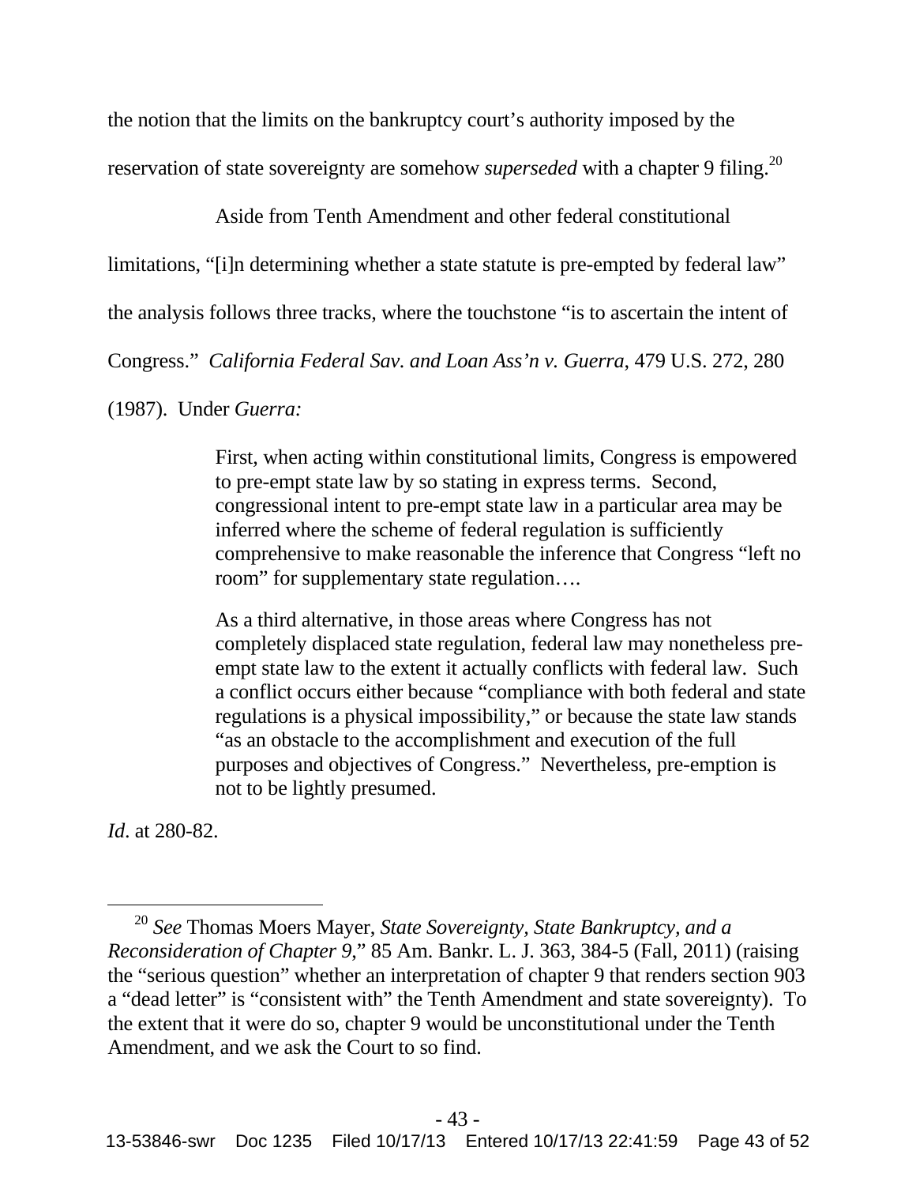the notion that the limits on the bankruptcy court's authority imposed by the reservation of state sovereignty are somehow *superseded* with a chapter 9 filing.[20]

Aside from Tenth Amendment and other federal constitutional limitations, "[i]n determining whether a state statute is pre-empted by federal law" the analysis follows three tracks, where the touchstone "is to ascertain the intent of Congress." *California Federal Sav. and Loan Ass'n v. Guerra*, 479 U.S. 272, 280 (1987). Under *Guerra:*

> First, when acting within constitutional limits, Congress is empowered to pre-empt state law by so stating in express terms. Second, congressional intent to pre-empt state law in a particular area may be inferred where the scheme of federal regulation is sufficiently comprehensive to make reasonable the inference that Congress "left no room" for supplementary state regulation….
>
> As a third alternative, in those areas where Congress has not completely displaced state regulation, federal law may nonetheless pre-empt state law to the extent it actually conflicts with federal law. Such a conflict occurs either because "compliance with both federal and state regulations is a physical impossibility," or because the state law stands "as an obstacle to the accomplishment and execution of the full purposes and objectives of Congress." Nevertheless, pre-emption is not to be lightly presumed.

*Id*. at 280-82.

---

[20] *See* Thomas Moers Mayer, *State Sovereignty, State Bankruptcy, and a Reconsideration of Chapter 9*," 85 Am. Bankr. L. J. 363, 384-5 (Fall, 2011) (raising the "serious question" whether an interpretation of chapter 9 that renders section 903 a "dead letter" is "consistent with" the Tenth Amendment and state sovereignty). To the extent that it were do so, chapter 9 would be unconstitutional under the Tenth Amendment, and we ask the Court to so find.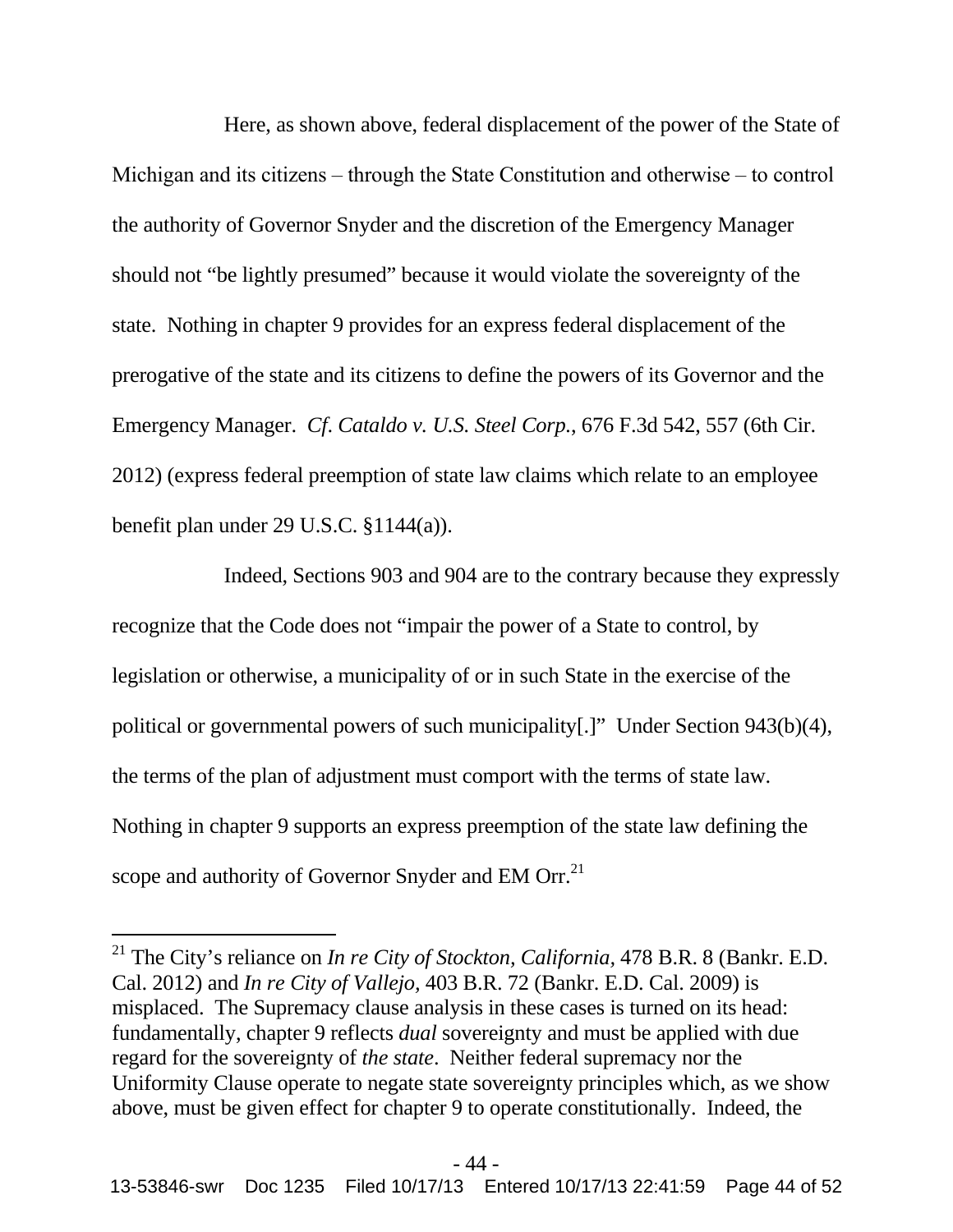Here, as shown above, federal displacement of the power of the State of Michigan and its citizens – through the State Constitution and otherwise – to control the authority of Governor Snyder and the discretion of the Emergency Manager should not "be lightly presumed" because it would violate the sovereignty of the state. Nothing in chapter 9 provides for an express federal displacement of the prerogative of the state and its citizens to define the powers of its Governor and the Emergency Manager. *Cf. Cataldo v. U.S. Steel Corp.*, 676 F.3d 542, 557 (6th Cir. 2012) (express federal preemption of state law claims which relate to an employee benefit plan under 29 U.S.C. §1144(a)).

Indeed, Sections 903 and 904 are to the contrary because they expressly recognize that the Code does not "impair the power of a State to control, by legislation or otherwise, a municipality of or in such State in the exercise of the political or governmental powers of such municipality[.]" Under Section 943(b)(4), the terms of the plan of adjustment must comport with the terms of state law. Nothing in chapter 9 supports an express preemption of the state law defining the scope and authority of Governor Snyder and EM Orr.[21]

---

[21] The City's reliance on *In re City of Stockton, California*, 478 B.R. 8 (Bankr. E.D. Cal. 2012) and *In re City of Vallejo,* 403 B.R. 72 (Bankr. E.D. Cal. 2009) is misplaced. The Supremacy clause analysis in these cases is turned on its head: fundamentally, chapter 9 reflects *dual* sovereignty and must be applied with due regard for the sovereignty of *the state*. Neither federal supremacy nor the Uniformity Clause operate to negate state sovereignty principles which, as we show above, must be given effect for chapter 9 to operate constitutionally. Indeed, the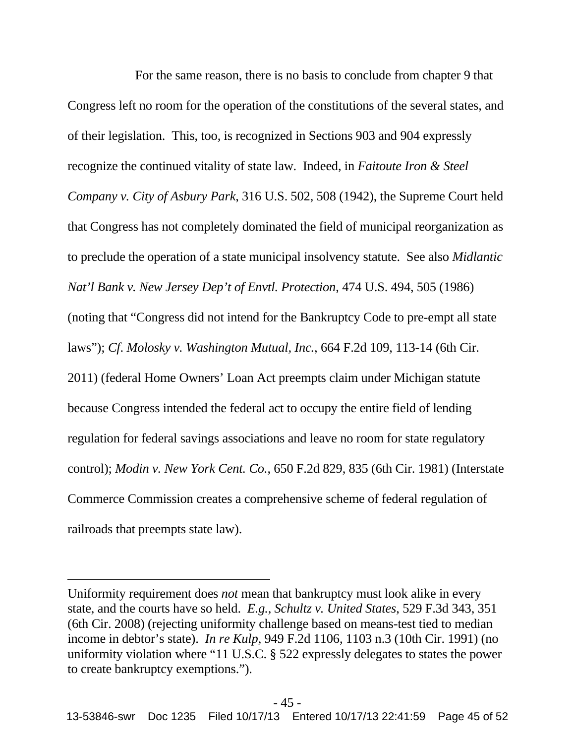For the same reason, there is no basis to conclude from chapter 9 that Congress left no room for the operation of the constitutions of the several states, and of their legislation. This, too, is recognized in Sections 903 and 904 expressly recognize the continued vitality of state law. Indeed, in *Faitoute Iron & Steel Company v. City of Asbury Park*, 316 U.S. 502, 508 (1942), the Supreme Court held that Congress has not completely dominated the field of municipal reorganization as to preclude the operation of a state municipal insolvency statute. See also *Midlantic Nat'l Bank v. New Jersey Dep't of Envtl. Protection*, 474 U.S. 494, 505 (1986) (noting that "Congress did not intend for the Bankruptcy Code to pre-empt all state laws"); *Cf. Molosky v. Washington Mutual, Inc.*, 664 F.2d 109, 113-14 (6th Cir. 2011) (federal Home Owners' Loan Act preempts claim under Michigan statute because Congress intended the federal act to occupy the entire field of lending regulation for federal savings associations and leave no room for state regulatory control); *Modin v. New York Cent. Co.*, 650 F.2d 829, 835 (6th Cir. 1981) (Interstate Commerce Commission creates a comprehensive scheme of federal regulation of railroads that preempts state law).

---

Uniformity requirement does *not* mean that bankruptcy must look alike in every state, and the courts have so held. *E.g.*, *Schultz v. United States*, 529 F.3d 343, 351 (6th Cir. 2008) (rejecting uniformity challenge based on means-test tied to median income in debtor's state). *In re Kulp*, 949 F.2d 1106, 1103 n.3 (10th Cir. 1991) (no uniformity violation where "11 U.S.C. § 522 expressly delegates to states the power to create bankruptcy exemptions.").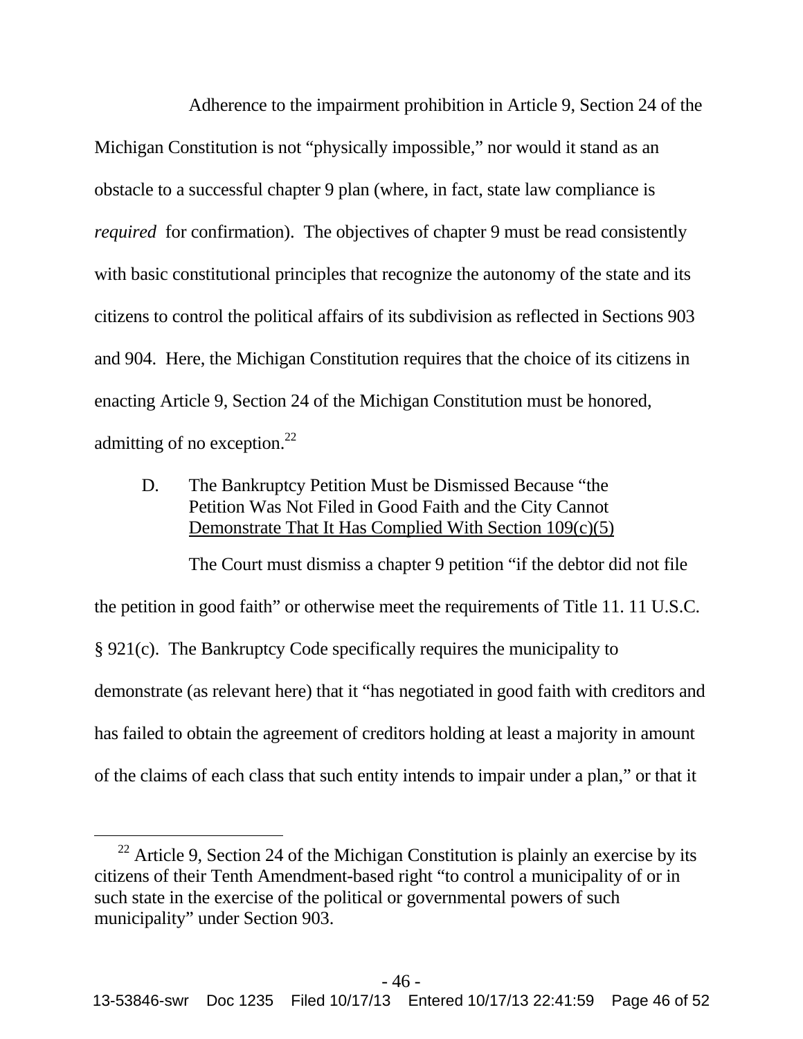Adherence to the impairment prohibition in Article 9, Section 24 of the Michigan Constitution is not "physically impossible," nor would it stand as an obstacle to a successful chapter 9 plan (where, in fact, state law compliance is *required* for confirmation). The objectives of chapter 9 must be read consistently with basic constitutional principles that recognize the autonomy of the state and its citizens to control the political affairs of its subdivision as reflected in Sections 903 and 904. Here, the Michigan Constitution requires that the choice of its citizens in enacting Article 9, Section 24 of the Michigan Constitution must be honored, admitting of no exception.[22]

### D. The Bankruptcy Petition Must be Dismissed Because "the Petition Was Not Filed in Good Faith and the City Cannot Demonstrate That It Has Complied With Section 109(c)(5)

The Court must dismiss a chapter 9 petition "if the debtor did not file the petition in good faith" or otherwise meet the requirements of Title 11. 11 U.S.C. § 921(c). The Bankruptcy Code specifically requires the municipality to demonstrate (as relevant here) that it "has negotiated in good faith with creditors and has failed to obtain the agreement of creditors holding at least a majority in amount of the claims of each class that such entity intends to impair under a plan," or that it

---

[22] Article 9, Section 24 of the Michigan Constitution is plainly an exercise by its citizens of their Tenth Amendment-based right "to control a municipality of or in such state in the exercise of the political or governmental powers of such municipality" under Section 903.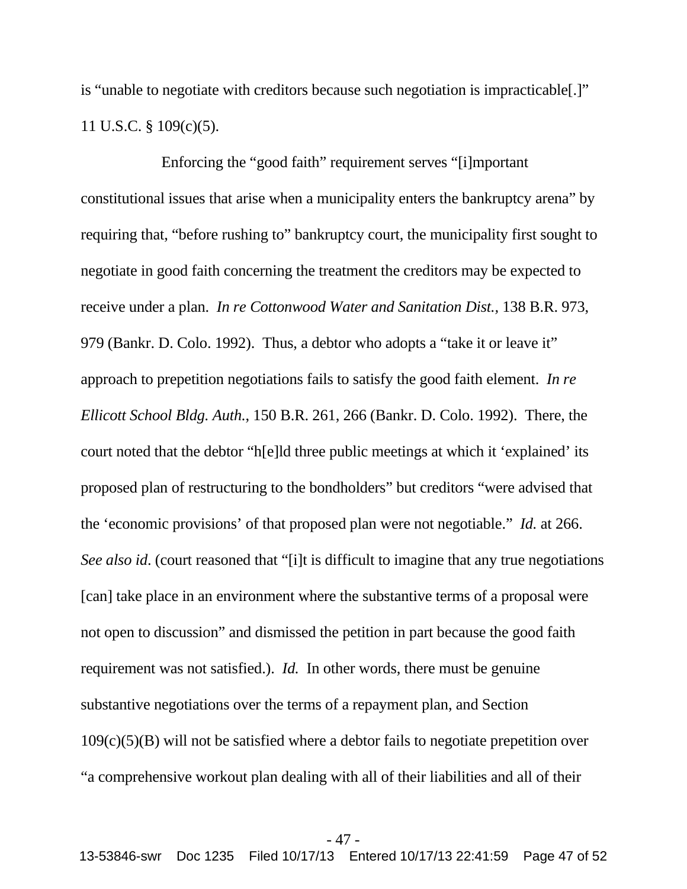is "unable to negotiate with creditors because such negotiation is impracticable[.]" 11 U.S.C. § 109(c)(5).

Enforcing the "good faith" requirement serves "[i]mportant constitutional issues that arise when a municipality enters the bankruptcy arena" by requiring that, "before rushing to" bankruptcy court, the municipality first sought to negotiate in good faith concerning the treatment the creditors may be expected to receive under a plan. *In re Cottonwood Water and Sanitation Dist.*, 138 B.R. 973, 979 (Bankr. D. Colo. 1992). Thus, a debtor who adopts a "take it or leave it" approach to prepetition negotiations fails to satisfy the good faith element. *In re Ellicott School Bldg. Auth.*, 150 B.R. 261, 266 (Bankr. D. Colo. 1992). There, the court noted that the debtor "h[e]ld three public meetings at which it 'explained' its proposed plan of restructuring to the bondholders" but creditors "were advised that the 'economic provisions' of that proposed plan were not negotiable." *Id.* at 266. *See also id*. (court reasoned that "[i]t is difficult to imagine that any true negotiations [can] take place in an environment where the substantive terms of a proposal were not open to discussion" and dismissed the petition in part because the good faith requirement was not satisfied.). *Id.* In other words, there must be genuine substantive negotiations over the terms of a repayment plan, and Section 109(c)(5)(B) will not be satisfied where a debtor fails to negotiate prepetition over "a comprehensive workout plan dealing with all of their liabilities and all of their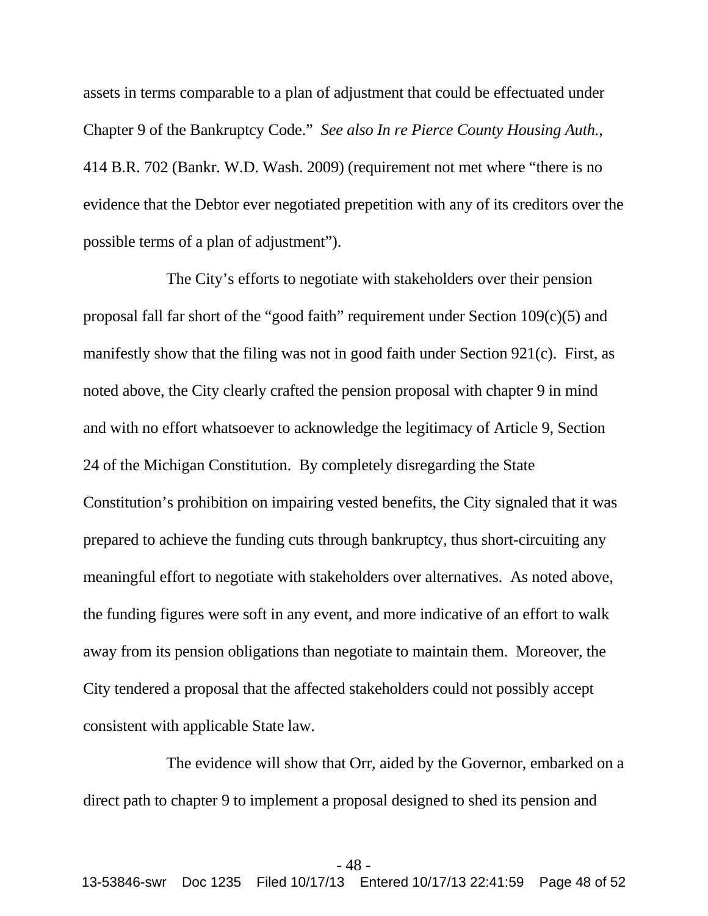assets in terms comparable to a plan of adjustment that could be effectuated under Chapter 9 of the Bankruptcy Code." *See also In re Pierce County Housing Auth.*, 414 B.R. 702 (Bankr. W.D. Wash. 2009) (requirement not met where "there is no evidence that the Debtor ever negotiated prepetition with any of its creditors over the possible terms of a plan of adjustment").

The City's efforts to negotiate with stakeholders over their pension proposal fall far short of the "good faith" requirement under Section 109(c)(5) and manifestly show that the filing was not in good faith under Section 921(c). First, as noted above, the City clearly crafted the pension proposal with chapter 9 in mind and with no effort whatsoever to acknowledge the legitimacy of Article 9, Section 24 of the Michigan Constitution. By completely disregarding the State Constitution's prohibition on impairing vested benefits, the City signaled that it was prepared to achieve the funding cuts through bankruptcy, thus short-circuiting any meaningful effort to negotiate with stakeholders over alternatives. As noted above, the funding figures were soft in any event, and more indicative of an effort to walk away from its pension obligations than negotiate to maintain them. Moreover, the City tendered a proposal that the affected stakeholders could not possibly accept consistent with applicable State law.

The evidence will show that Orr, aided by the Governor, embarked on a direct path to chapter 9 to implement a proposal designed to shed its pension and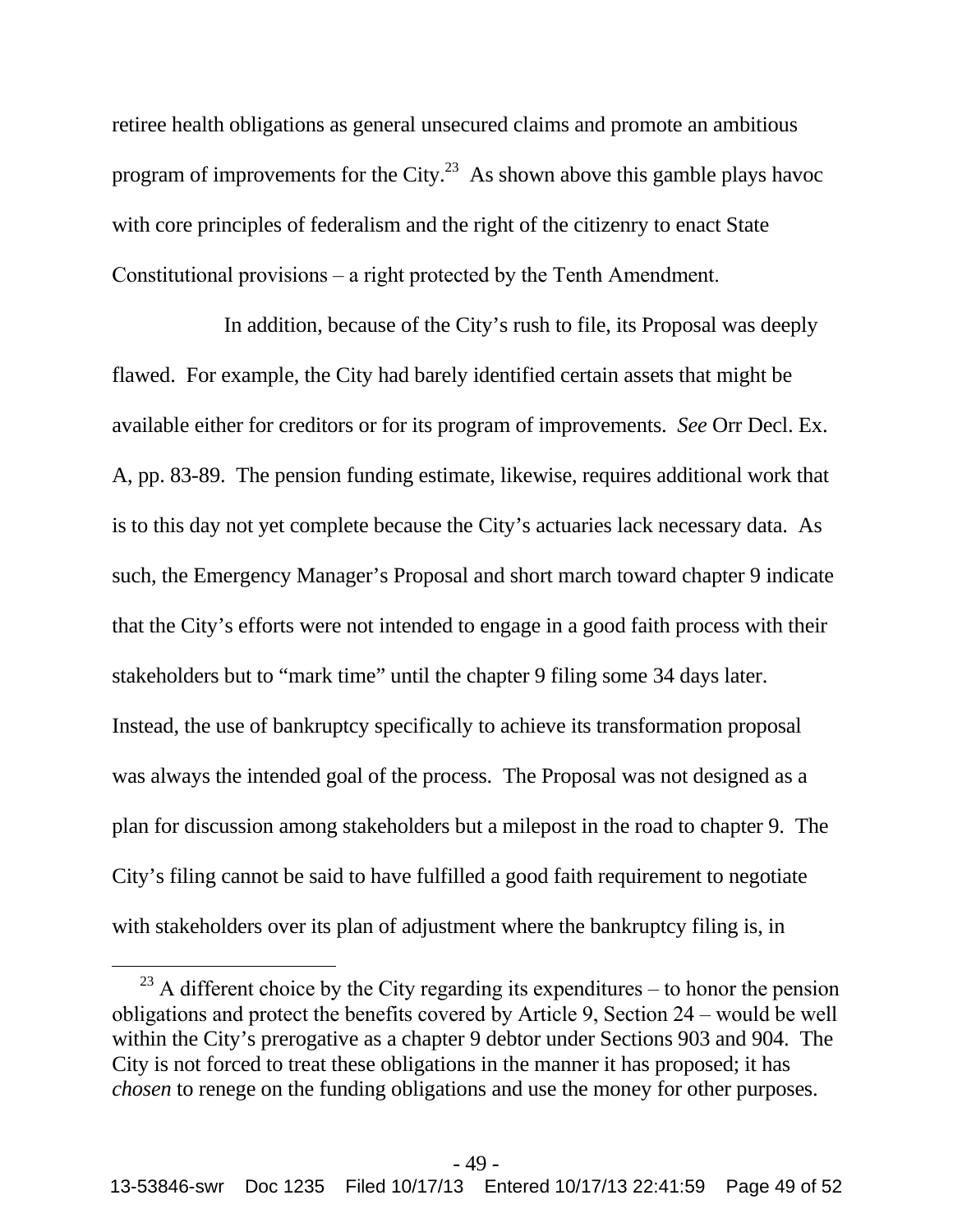retiree health obligations as general unsecured claims and promote an ambitious program of improvements for the City.[23] As shown above this gamble plays havoc with core principles of federalism and the right of the citizenry to enact State Constitutional provisions – a right protected by the Tenth Amendment.

In addition, because of the City's rush to file, its Proposal was deeply flawed. For example, the City had barely identified certain assets that might be available either for creditors or for its program of improvements. *See* Orr Decl. Ex. A, pp. 83-89. The pension funding estimate, likewise, requires additional work that is to this day not yet complete because the City's actuaries lack necessary data. As such, the Emergency Manager's Proposal and short march toward chapter 9 indicate that the City's efforts were not intended to engage in a good faith process with their stakeholders but to "mark time" until the chapter 9 filing some 34 days later. Instead, the use of bankruptcy specifically to achieve its transformation proposal was always the intended goal of the process. The Proposal was not designed as a plan for discussion among stakeholders but a milepost in the road to chapter 9. The City's filing cannot be said to have fulfilled a good faith requirement to negotiate with stakeholders over its plan of adjustment where the bankruptcy filing is, in

[23] A different choice by the City regarding its expenditures – to honor the pension obligations and protect the benefits covered by Article 9, Section 24 – would be well within the City's prerogative as a chapter 9 debtor under Sections 903 and 904. The City is not forced to treat these obligations in the manner it has proposed; it has *chosen* to renege on the funding obligations and use the money for other purposes.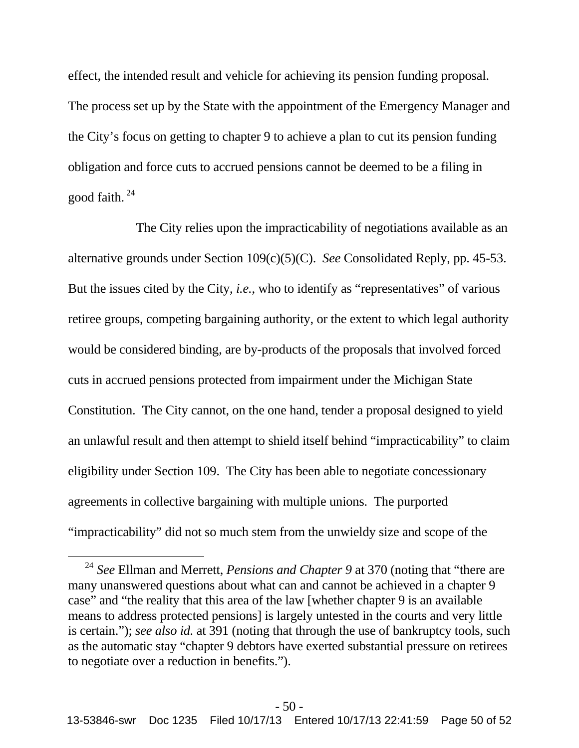effect, the intended result and vehicle for achieving its pension funding proposal. The process set up by the State with the appointment of the Emergency Manager and the City's focus on getting to chapter 9 to achieve a plan to cut its pension funding obligation and force cuts to accrued pensions cannot be deemed to be a filing in good faith.[24]

The City relies upon the impracticability of negotiations available as an alternative grounds under Section 109(c)(5)(C). *See* Consolidated Reply, pp. 45-53. But the issues cited by the City, *i.e.*, who to identify as "representatives" of various retiree groups, competing bargaining authority, or the extent to which legal authority would be considered binding, are by-products of the proposals that involved forced cuts in accrued pensions protected from impairment under the Michigan State Constitution. The City cannot, on the one hand, tender a proposal designed to yield an unlawful result and then attempt to shield itself behind "impracticability" to claim eligibility under Section 109. The City has been able to negotiate concessionary agreements in collective bargaining with multiple unions. The purported "impracticability" did not so much stem from the unwieldy size and scope of the

---

[24] *See* Ellman and Merrett, *Pensions and Chapter 9* at 370 (noting that "there are many unanswered questions about what can and cannot be achieved in a chapter 9 case" and "the reality that this area of the law [whether chapter 9 is an available means to address protected pensions] is largely untested in the courts and very little is certain."); *see also id.* at 391 (noting that through the use of bankruptcy tools, such as the automatic stay "chapter 9 debtors have exerted substantial pressure on retirees to negotiate over a reduction in benefits.").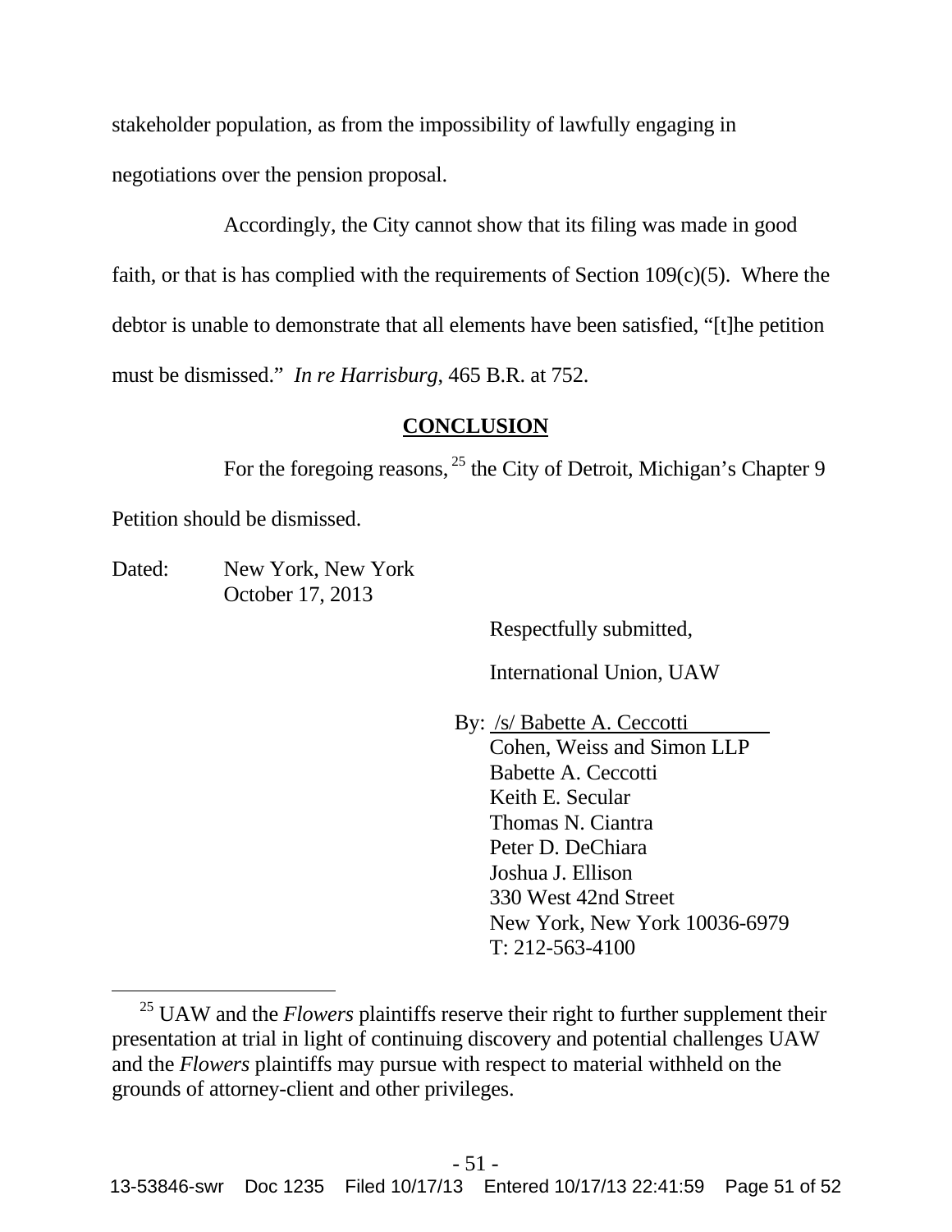stakeholder population, as from the impossibility of lawfully engaging in negotiations over the pension proposal.

Accordingly, the City cannot show that its filing was made in good faith, or that is has complied with the requirements of Section 109(c)(5). Where the debtor is unable to demonstrate that all elements have been satisfied, "[t]he petition must be dismissed." *In re Harrisburg*, 465 B.R. at 752.

## **CONCLUSION**

For the foregoing reasons,[25] the City of Detroit, Michigan's Chapter 9 Petition should be dismissed.

Dated: New York, New York
October 17, 2013

Respectfully submitted,

International Union, UAW

By: /s/ Babette A. Ceccotti
Cohen, Weiss and Simon LLP
Babette A. Ceccotti
Keith E. Secular
Thomas N. Ciantra
Peter D. DeChiara
Joshua J. Ellison
330 West 42nd Street
New York, New York 10036-6979
T: 212-563-4100

---

[25] UAW and the *Flowers* plaintiffs reserve their right to further supplement their presentation at trial in light of continuing discovery and potential challenges UAW and the *Flowers* plaintiffs may pursue with respect to material withheld on the grounds of attorney-client and other privileges.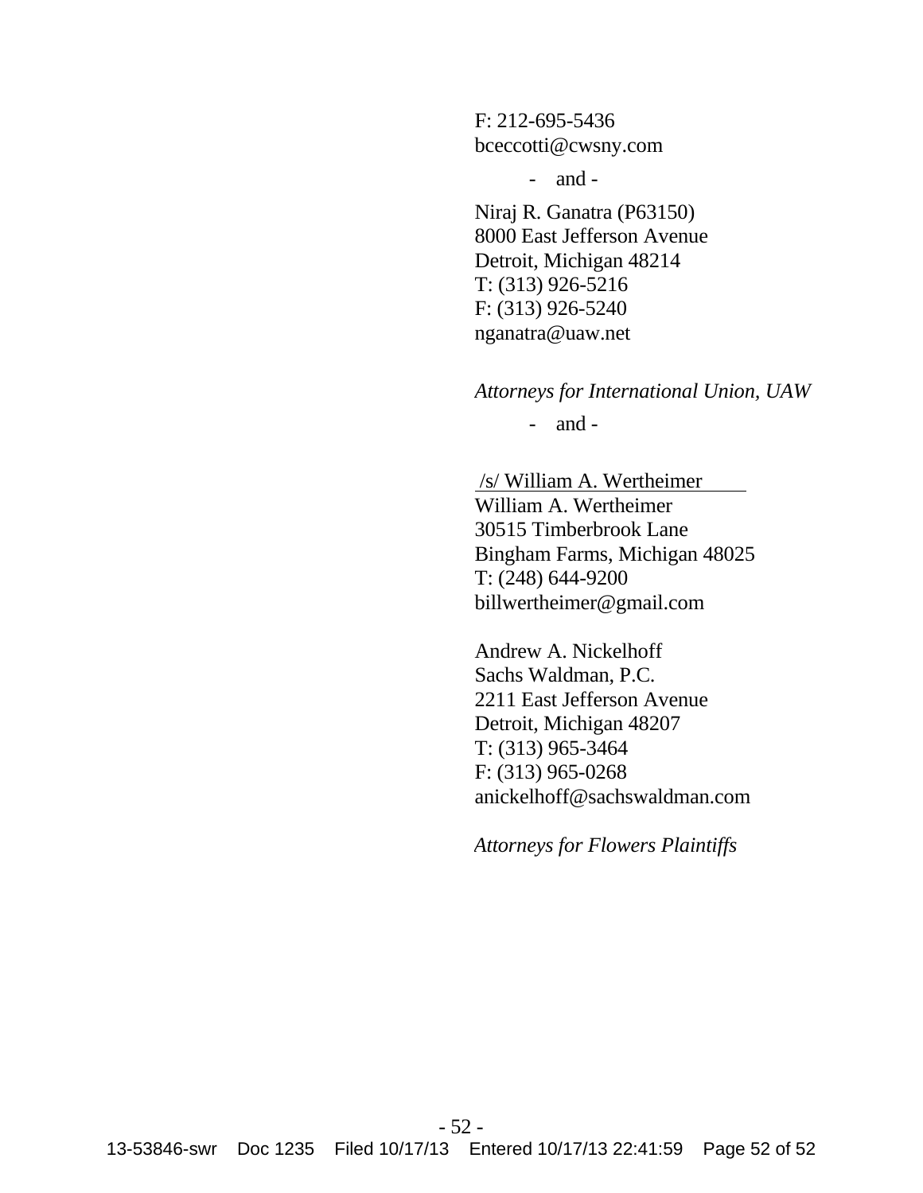F: 212-695-5436
bceccotti@cwsny.com

- and -

Niraj R. Ganatra (P63150)
8000 East Jefferson Avenue
Detroit, Michigan 48214
T: (313) 926-5216
F: (313) 926-5240
nganatra@uaw.net

*Attorneys for International Union, UAW*

- and -

/s/ William A. Wertheimer
William A. Wertheimer
30515 Timberbrook Lane
Bingham Farms, Michigan 48025
T: (248) 644-9200
billwertheimer@gmail.com

Andrew A. Nickelhoff
Sachs Waldman, P.C.
2211 East Jefferson Avenue
Detroit, Michigan 48207
T: (313) 965-3464
F: (313) 965-0268
anickelhoff@sachswaldman.com

*Attorneys for Flowers Plaintiffs*